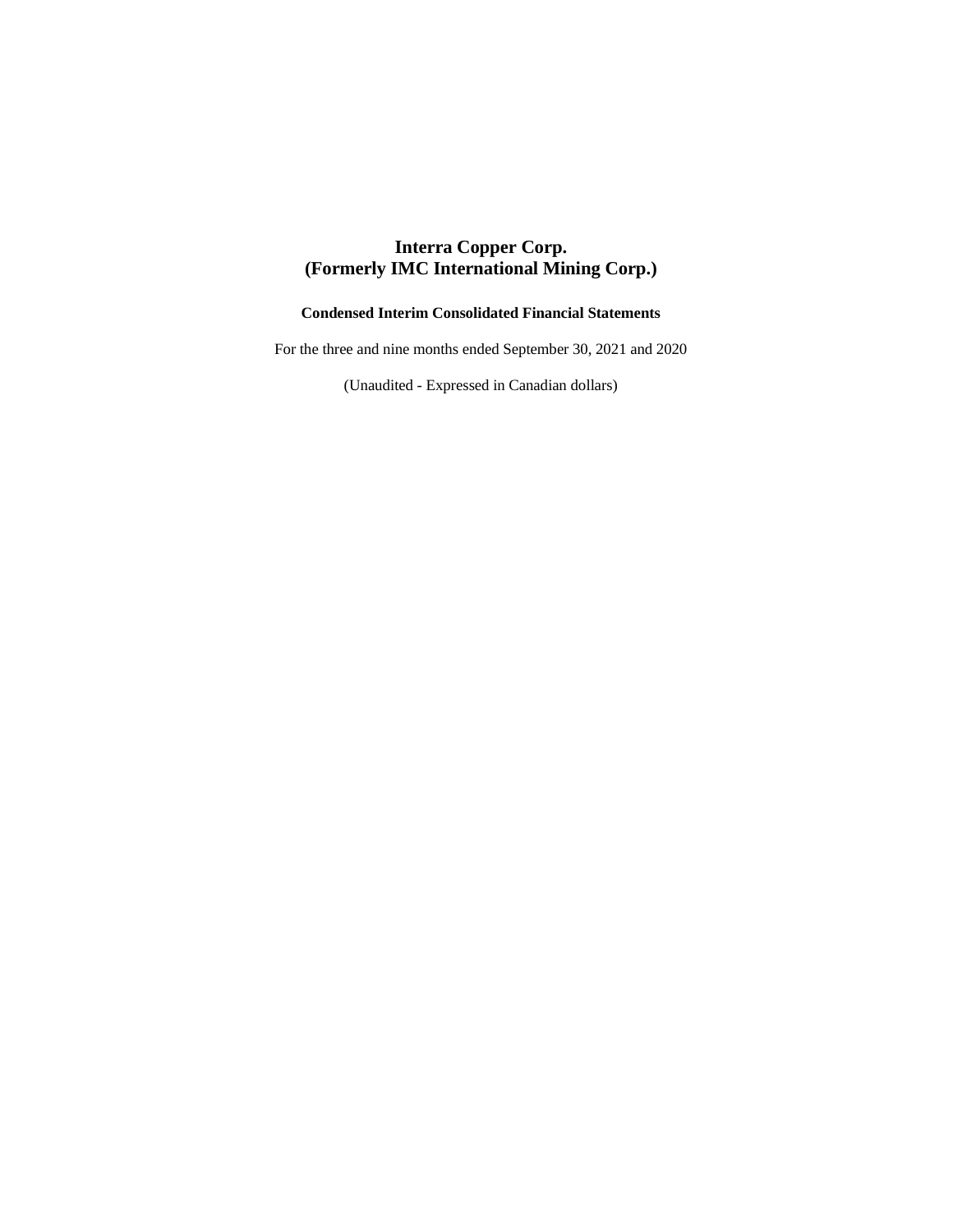# Interra Copper Corp.
# (Formerly IMC International Mining Corp.)

**Condensed Interim Consolidated Financial Statements**

For the three and nine months ended September 30, 2021 and 2020

(Unaudited - Expressed in Canadian dollars)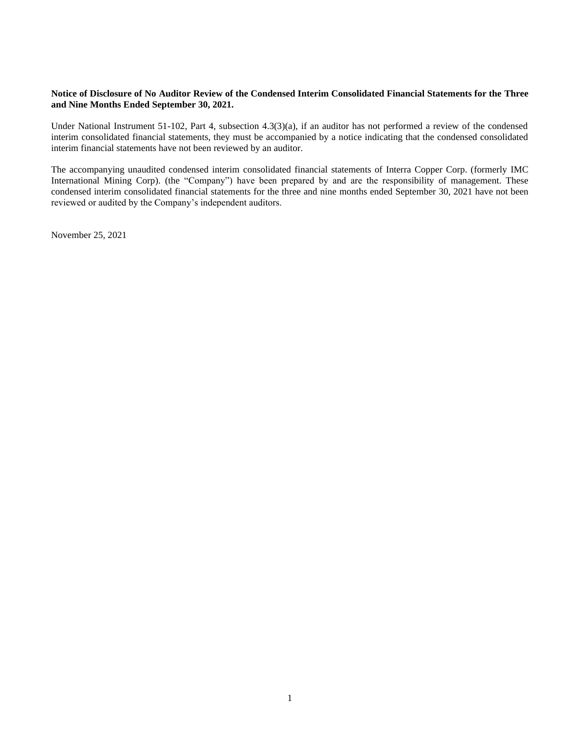**Notice of Disclosure of No Auditor Review of the Condensed Interim Consolidated Financial Statements for the Three and Nine Months Ended September 30, 2021.**

Under National Instrument 51-102, Part 4, subsection 4.3(3)(a), if an auditor has not performed a review of the condensed interim consolidated financial statements, they must be accompanied by a notice indicating that the condensed consolidated interim financial statements have not been reviewed by an auditor.

The accompanying unaudited condensed interim consolidated financial statements of Interra Copper Corp. (formerly IMC International Mining Corp). (the "Company") have been prepared by and are the responsibility of management. These condensed interim consolidated financial statements for the three and nine months ended September 30, 2021 have not been reviewed or audited by the Company's independent auditors.

November 25, 2021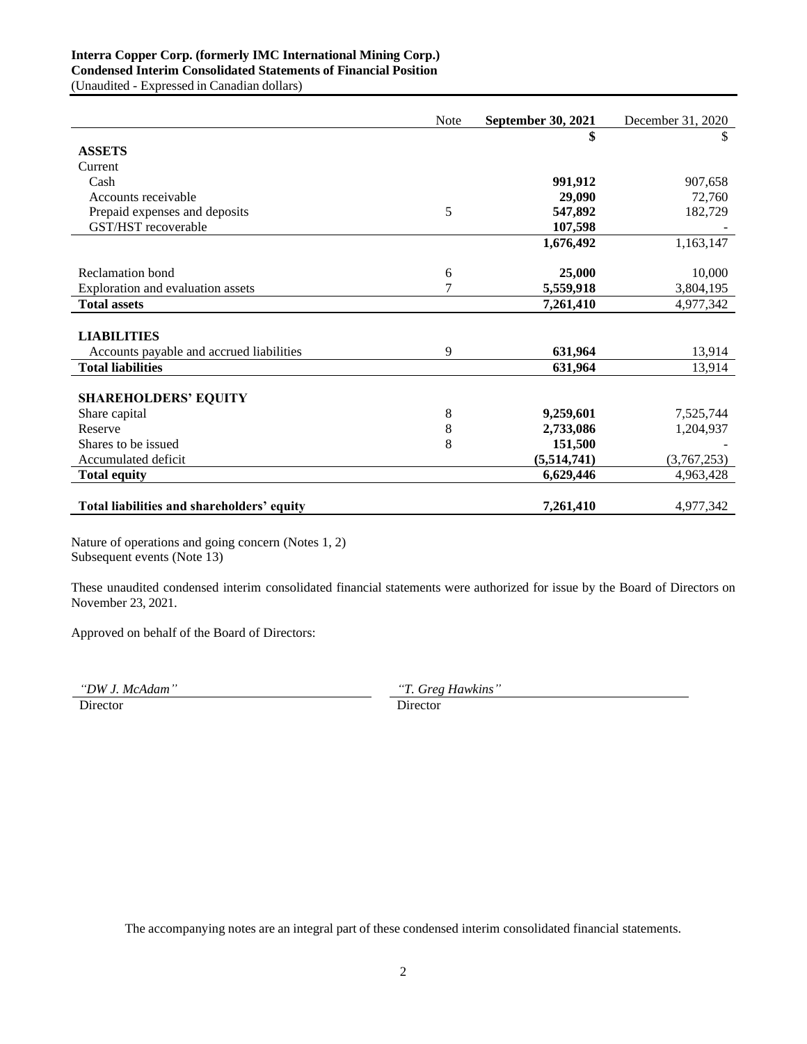**Interra Copper Corp. (formerly IMC International Mining Corp.)**
**Condensed Interim Consolidated Statements of Financial Position**
(Unaudited - Expressed in Canadian dollars)

| | Note | **September 30, 2021** | December 31, 2020 |
|---|---|---|---|
| | | **$** | $ |
| **ASSETS** | | | |
| Current | | | |
| Cash | | **991,912** | 907,658 |
| Accounts receivable | | **29,090** | 72,760 |
| Prepaid expenses and deposits | 5 | **547,892** | 182,729 |
| GST/HST recoverable | | **107,598** | - |
| | | **1,676,492** | 1,163,147 |
| Reclamation bond | 6 | **25,000** | 10,000 |
| Exploration and evaluation assets | 7 | **5,559,918** | 3,804,195 |
| **Total assets** | | **7,261,410** | 4,977,342 |
| **LIABILITIES** | | | |
| Accounts payable and accrued liabilities | 9 | **631,964** | 13,914 |
| **Total liabilities** | | **631,964** | 13,914 |
| **SHAREHOLDERS' EQUITY** | | | |
| Share capital | 8 | **9,259,601** | 7,525,744 |
| Reserve | 8 | **2,733,086** | 1,204,937 |
| Shares to be issued | 8 | **151,500** | - |
| Accumulated deficit | | **(5,514,741)** | (3,767,253) |
| **Total equity** | | **6,629,446** | 4,963,428 |
| **Total liabilities and shareholders' equity** | | **7,261,410** | 4,977,342 |

Nature of operations and going concern (Notes 1, 2)
Subsequent events (Note 13)

These unaudited condensed interim consolidated financial statements were authorized for issue by the Board of Directors on November 23, 2021.

Approved on behalf of the Board of Directors:

*"DW J. McAdam"*
Director

*"T. Greg Hawkins"*
Director

The accompanying notes are an integral part of these condensed interim consolidated financial statements.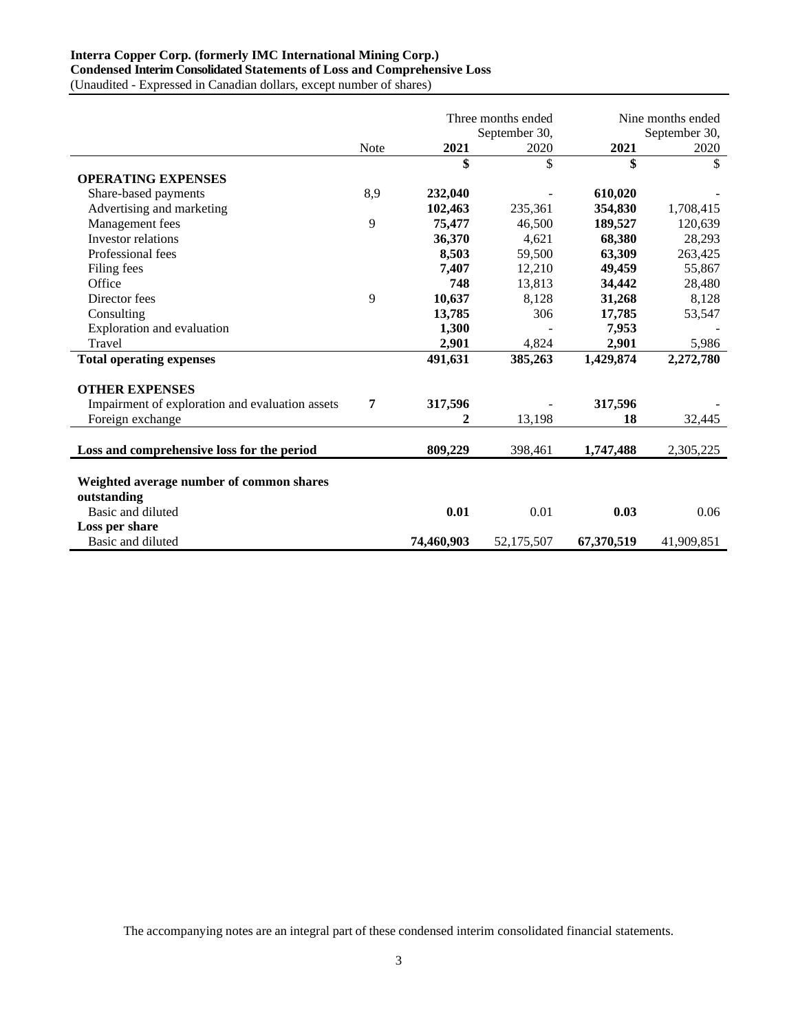**Interra Copper Corp. (formerly IMC International Mining Corp.)**
**Condensed Interim Consolidated Statements of Loss and Comprehensive Loss**
(Unaudited - Expressed in Canadian dollars, except number of shares)

| | | Three months ended September 30, | | Nine months ended September 30, | |
|---|---|---|---|---|---|
| | Note | **2021** | 2020 | **2021** | 2020 |
| | | **$** | $ | **$** | $ |
| **OPERATING EXPENSES** | | | | | |
| Share-based payments | 8,9 | **232,040** | - | **610,020** | - |
| Advertising and marketing | | **102,463** | 235,361 | **354,830** | 1,708,415 |
| Management fees | 9 | **75,477** | 46,500 | **189,527** | 120,639 |
| Investor relations | | **36,370** | 4,621 | **68,380** | 28,293 |
| Professional fees | | **8,503** | 59,500 | **63,309** | 263,425 |
| Filing fees | | **7,407** | 12,210 | **49,459** | 55,867 |
| Office | | **748** | 13,813 | **34,442** | 28,480 |
| Director fees | 9 | **10,637** | 8,128 | **31,268** | 8,128 |
| Consulting | | **13,785** | 306 | **17,785** | 53,547 |
| Exploration and evaluation | | **1,300** | - | **7,953** | - |
| Travel | | **2,901** | 4,824 | **2,901** | 5,986 |
| **Total operating expenses** | | **491,631** | **385,263** | **1,429,874** | **2,272,780** |
| **OTHER EXPENSES** | | | | | |
| Impairment of exploration and evaluation assets | **7** | **317,596** | - | **317,596** | - |
| Foreign exchange | | **2** | 13,198 | **18** | 32,445 |
| **Loss and comprehensive loss for the period** | | **809,229** | 398,461 | **1,747,488** | 2,305,225 |
| **Weighted average number of common shares outstanding** | | | | | |
| Basic and diluted | | **0.01** | 0.01 | **0.03** | 0.06 |
| **Loss per share** | | | | | |
| Basic and diluted | | **74,460,903** | 52,175,507 | **67,370,519** | 41,909,851 |

The accompanying notes are an integral part of these condensed interim consolidated financial statements.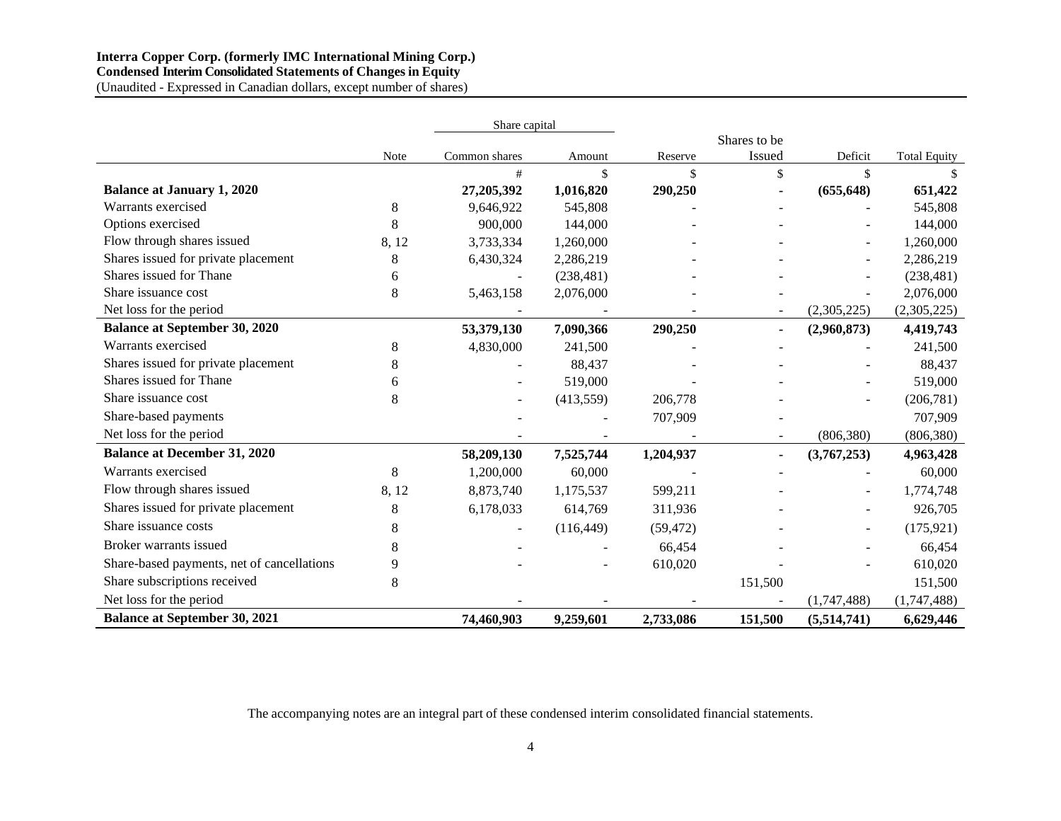**Interra Copper Corp. (formerly IMC International Mining Corp.)**
**Condensed Interim Consolidated Statements of Changes in Equity**
(Unaudited - Expressed in Canadian dollars, except number of shares)

| | Note | Share capital | | Reserve | Shares to be Issued | Deficit | Total Equity |
|---|---|---|---|---|---|---|---|
| | | Common shares | Amount | | | | |
| | | # | $ | $ | $ | $ | $ |
| **Balance at January 1, 2020** | | **27,205,392** | **1,016,820** | **290,250** | **-** | **(655,648)** | **651,422** |
| Warrants exercised | 8 | 9,646,922 | 545,808 | - | - | - | 545,808 |
| Options exercised | 8 | 900,000 | 144,000 | - | - | - | 144,000 |
| Flow through shares issued | 8, 12 | 3,733,334 | 1,260,000 | - | - | - | 1,260,000 |
| Shares issued for private placement | 8 | 6,430,324 | 2,286,219 | - | - | - | 2,286,219 |
| Shares issued for Thane | 6 | - | (238,481) | - | - | - | (238,481) |
| Share issuance cost | 8 | 5,463,158 | 2,076,000 | - | - | - | 2,076,000 |
| Net loss for the period | | - | - | - | - | (2,305,225) | (2,305,225) |
| **Balance at September 30, 2020** | | **53,379,130** | **7,090,366** | **290,250** | **-** | **(2,960,873)** | **4,419,743** |
| Warrants exercised | 8 | 4,830,000 | 241,500 | - | - | - | 241,500 |
| Shares issued for private placement | 8 | - | 88,437 | - | - | - | 88,437 |
| Shares issued for Thane | 6 | - | 519,000 | - | - | - | 519,000 |
| Share issuance cost | 8 | - | (413,559) | 206,778 | - | - | (206,781) |
| Share-based payments | | - | - | 707,909 | - | | 707,909 |
| Net loss for the period | | - | - | - | - | (806,380) | (806,380) |
| **Balance at December 31, 2020** | | **58,209,130** | **7,525,744** | **1,204,937** | **-** | **(3,767,253)** | **4,963,428** |
| Warrants exercised | 8 | 1,200,000 | 60,000 | - | - | - | 60,000 |
| Flow through shares issued | 8, 12 | 8,873,740 | 1,175,537 | 599,211 | - | - | 1,774,748 |
| Shares issued for private placement | 8 | 6,178,033 | 614,769 | 311,936 | - | - | 926,705 |
| Share issuance costs | 8 | - | (116,449) | (59,472) | - | - | (175,921) |
| Broker warrants issued | 8 | - | - | 66,454 | - | - | 66,454 |
| Share-based payments, net of cancellations | 9 | - | - | 610,020 | - | - | 610,020 |
| Share subscriptions received | 8 | | | | 151,500 | | 151,500 |
| Net loss for the period | | - | - | - | - | (1,747,488) | (1,747,488) |
| **Balance at September 30, 2021** | | **74,460,903** | **9,259,601** | **2,733,086** | **151,500** | **(5,514,741)** | **6,629,446** |

The accompanying notes are an integral part of these condensed interim consolidated financial statements.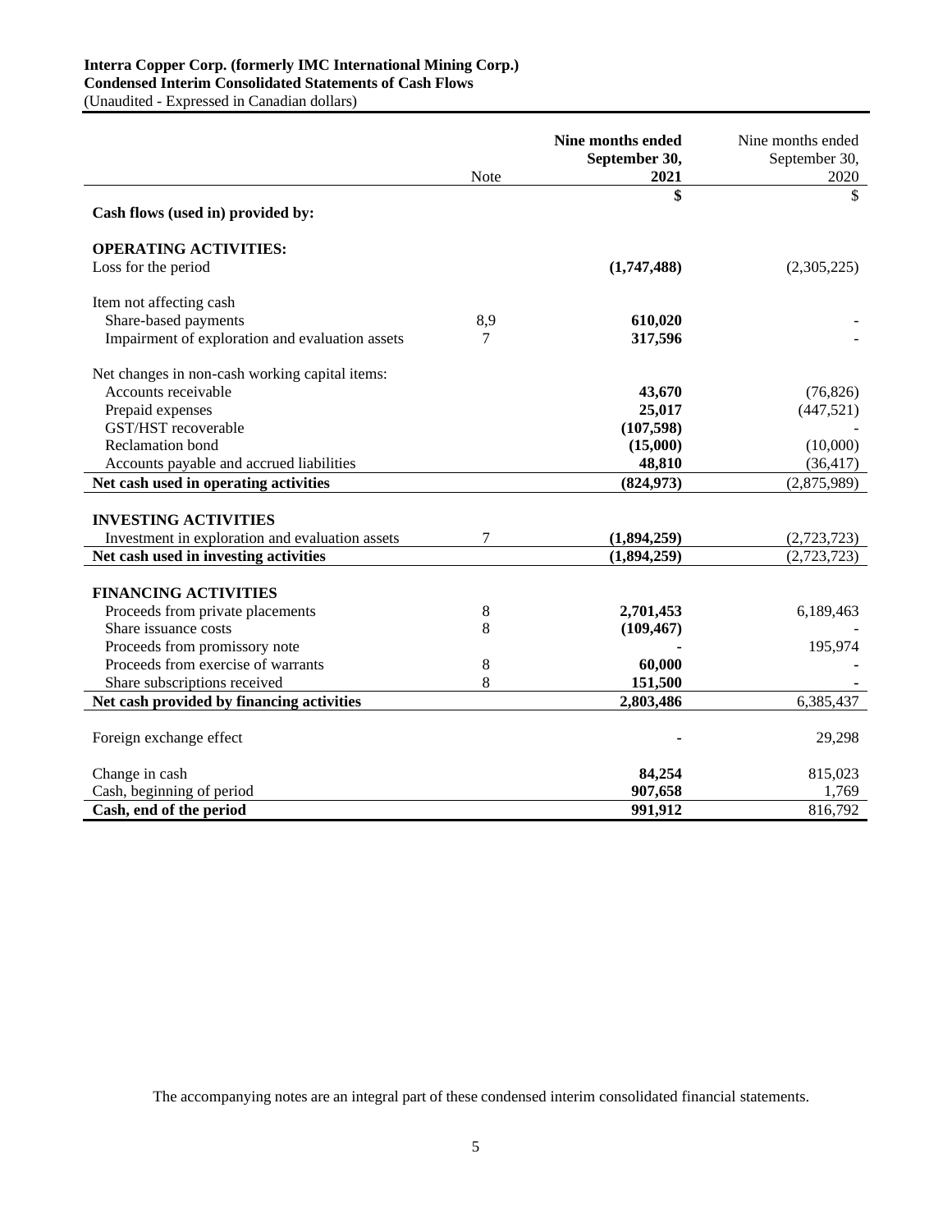**Interra Copper Corp. (formerly IMC International Mining Corp.)**
**Condensed Interim Consolidated Statements of Cash Flows**
(Unaudited - Expressed in Canadian dollars)

| | Note | **Nine months ended September 30, 2021** | Nine months ended September 30, 2020 |
|---|---|---|---|
| | | **$** | $ |
| **Cash flows (used in) provided by:** | | | |
| **OPERATING ACTIVITIES:** | | | |
| Loss for the period | | **(1,747,488)** | (2,305,225) |
| Item not affecting cash | | | |
| Share-based payments | 8,9 | **610,020** | - |
| Impairment of exploration and evaluation assets | 7 | **317,596** | - |
| Net changes in non-cash working capital items: | | | |
| Accounts receivable | | **43,670** | (76,826) |
| Prepaid expenses | | **25,017** | (447,521) |
| GST/HST recoverable | | **(107,598)** | - |
| Reclamation bond | | **(15,000)** | (10,000) |
| Accounts payable and accrued liabilities | | **48,810** | (36,417) |
| **Net cash used in operating activities** | | **(824,973)** | (2,875,989) |
| **INVESTING ACTIVITIES** | | | |
| Investment in exploration and evaluation assets | 7 | **(1,894,259)** | (2,723,723) |
| **Net cash used in investing activities** | | **(1,894,259)** | (2,723,723) |
| **FINANCING ACTIVITIES** | | | |
| Proceeds from private placements | 8 | **2,701,453** | 6,189,463 |
| Share issuance costs | 8 | **(109,467)** | - |
| Proceeds from promissory note | | **-** | 195,974 |
| Proceeds from exercise of warrants | 8 | **60,000** | - |
| Share subscriptions received | 8 | **151,500** | - |
| **Net cash provided by financing activities** | | **2,803,486** | 6,385,437 |
| Foreign exchange effect | | **-** | 29,298 |
| Change in cash | | **84,254** | 815,023 |
| Cash, beginning of period | | **907,658** | 1,769 |
| **Cash, end of the period** | | **991,912** | 816,792 |

The accompanying notes are an integral part of these condensed interim consolidated financial statements.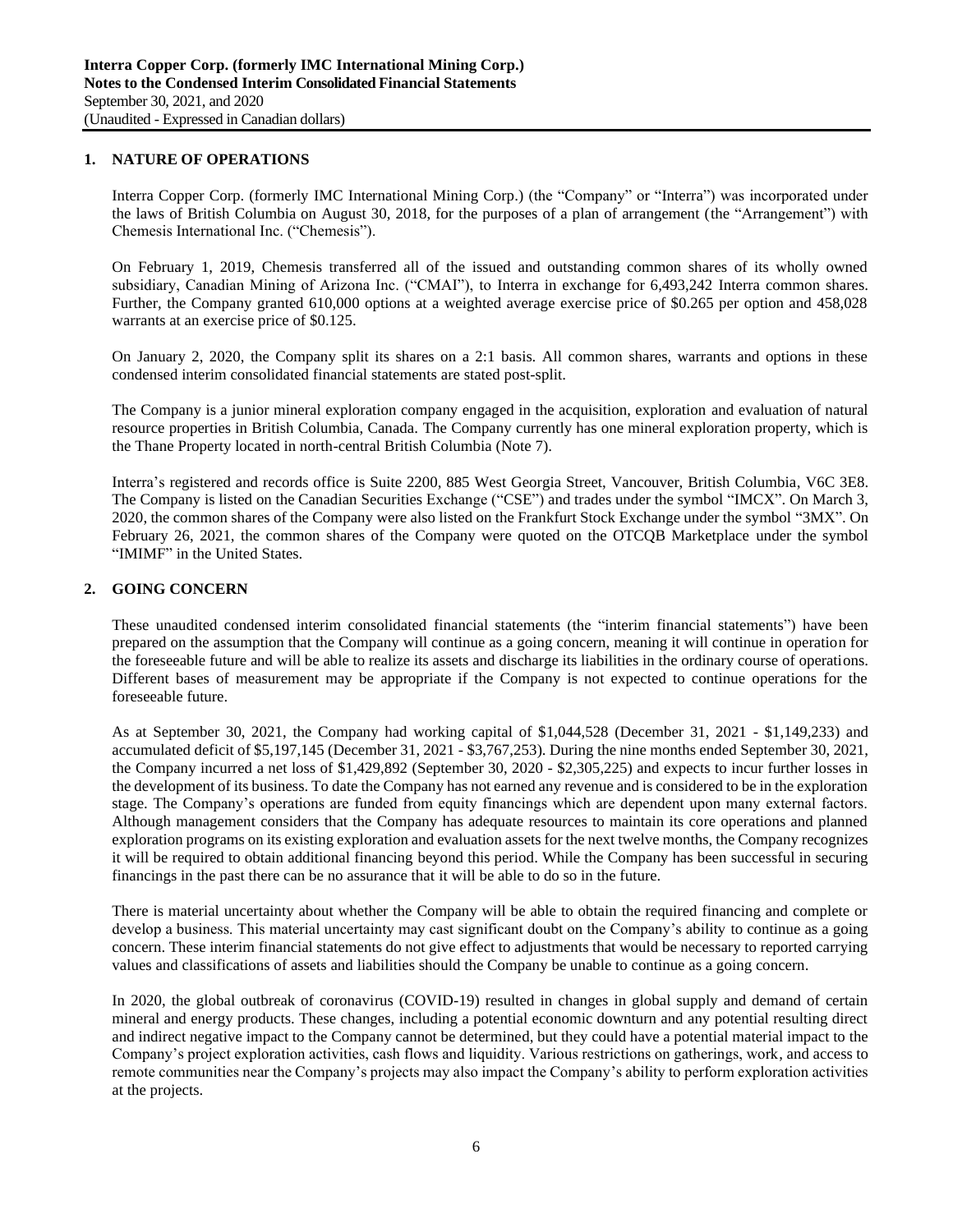## 1. NATURE OF OPERATIONS

Interra Copper Corp. (formerly IMC International Mining Corp.) (the "Company" or "Interra") was incorporated under the laws of British Columbia on August 30, 2018, for the purposes of a plan of arrangement (the "Arrangement") with Chemesis International Inc. ("Chemesis").

On February 1, 2019, Chemesis transferred all of the issued and outstanding common shares of its wholly owned subsidiary, Canadian Mining of Arizona Inc. ("CMAI"), to Interra in exchange for 6,493,242 Interra common shares. Further, the Company granted 610,000 options at a weighted average exercise price of $0.265 per option and 458,028 warrants at an exercise price of $0.125.

On January 2, 2020, the Company split its shares on a 2:1 basis. All common shares, warrants and options in these condensed interim consolidated financial statements are stated post-split.

The Company is a junior mineral exploration company engaged in the acquisition, exploration and evaluation of natural resource properties in British Columbia, Canada. The Company currently has one mineral exploration property, which is the Thane Property located in north-central British Columbia (Note 7).

Interra's registered and records office is Suite 2200, 885 West Georgia Street, Vancouver, British Columbia, V6C 3E8. The Company is listed on the Canadian Securities Exchange ("CSE") and trades under the symbol "IMCX". On March 3, 2020, the common shares of the Company were also listed on the Frankfurt Stock Exchange under the symbol "3MX". On February 26, 2021, the common shares of the Company were quoted on the OTCQB Marketplace under the symbol "IMIMF" in the United States.

## 2. GOING CONCERN

These unaudited condensed interim consolidated financial statements (the "interim financial statements") have been prepared on the assumption that the Company will continue as a going concern, meaning it will continue in operation for the foreseeable future and will be able to realize its assets and discharge its liabilities in the ordinary course of operations. Different bases of measurement may be appropriate if the Company is not expected to continue operations for the foreseeable future.

As at September 30, 2021, the Company had working capital of $1,044,528 (December 31, 2021 - $1,149,233) and accumulated deficit of $5,197,145 (December 31, 2021 - $3,767,253). During the nine months ended September 30, 2021, the Company incurred a net loss of $1,429,892 (September 30, 2020 - $2,305,225) and expects to incur further losses in the development of its business. To date the Company has not earned any revenue and is considered to be in the exploration stage. The Company's operations are funded from equity financings which are dependent upon many external factors. Although management considers that the Company has adequate resources to maintain its core operations and planned exploration programs on its existing exploration and evaluation assets for the next twelve months, the Company recognizes it will be required to obtain additional financing beyond this period. While the Company has been successful in securing financings in the past there can be no assurance that it will be able to do so in the future.

There is material uncertainty about whether the Company will be able to obtain the required financing and complete or develop a business. This material uncertainty may cast significant doubt on the Company's ability to continue as a going concern. These interim financial statements do not give effect to adjustments that would be necessary to reported carrying values and classifications of assets and liabilities should the Company be unable to continue as a going concern.

In 2020, the global outbreak of coronavirus (COVID-19) resulted in changes in global supply and demand of certain mineral and energy products. These changes, including a potential economic downturn and any potential resulting direct and indirect negative impact to the Company cannot be determined, but they could have a potential material impact to the Company's project exploration activities, cash flows and liquidity. Various restrictions on gatherings, work, and access to remote communities near the Company's projects may also impact the Company's ability to perform exploration activities at the projects.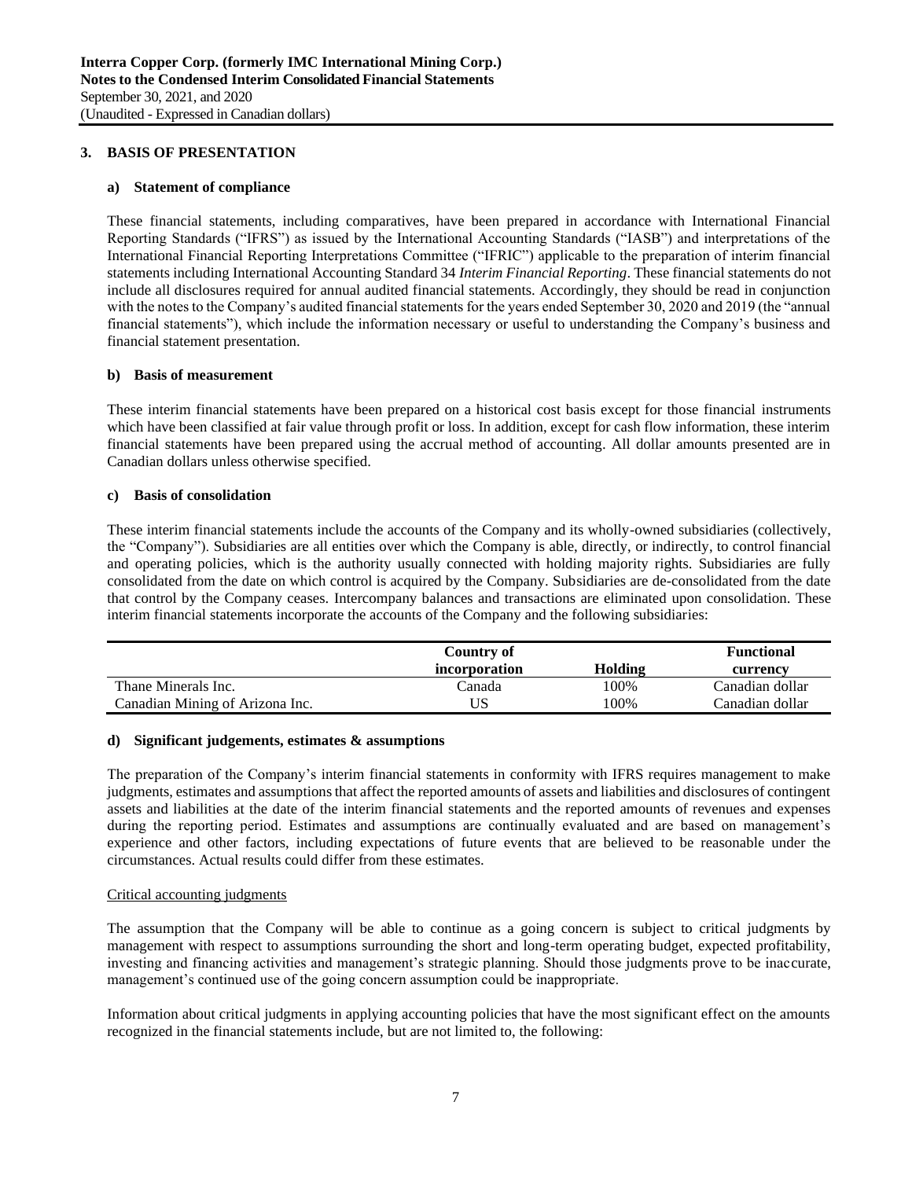## 3. BASIS OF PRESENTATION

### a) Statement of compliance

These financial statements, including comparatives, have been prepared in accordance with International Financial Reporting Standards ("IFRS") as issued by the International Accounting Standards ("IASB") and interpretations of the International Financial Reporting Interpretations Committee ("IFRIC") applicable to the preparation of interim financial statements including International Accounting Standard 34 *Interim Financial Reporting*. These financial statements do not include all disclosures required for annual audited financial statements. Accordingly, they should be read in conjunction with the notes to the Company's audited financial statements for the years ended September 30, 2020 and 2019 (the "annual financial statements"), which include the information necessary or useful to understanding the Company's business and financial statement presentation.

### b) Basis of measurement

These interim financial statements have been prepared on a historical cost basis except for those financial instruments which have been classified at fair value through profit or loss. In addition, except for cash flow information, these interim financial statements have been prepared using the accrual method of accounting. All dollar amounts presented are in Canadian dollars unless otherwise specified.

### c) Basis of consolidation

These interim financial statements include the accounts of the Company and its wholly-owned subsidiaries (collectively, the "Company"). Subsidiaries are all entities over which the Company is able, directly, or indirectly, to control financial and operating policies, which is the authority usually connected with holding majority rights. Subsidiaries are fully consolidated from the date on which control is acquired by the Company. Subsidiaries are de-consolidated from the date that control by the Company ceases. Intercompany balances and transactions are eliminated upon consolidation. These interim financial statements incorporate the accounts of the Company and the following subsidiaries:

| | Country of incorporation | Holding | Functional currency |
|---|---|---|---|
| Thane Minerals Inc. | Canada | 100% | Canadian dollar |
| Canadian Mining of Arizona Inc. | US | 100% | Canadian dollar |

### d) Significant judgements, estimates & assumptions

The preparation of the Company's interim financial statements in conformity with IFRS requires management to make judgments, estimates and assumptions that affect the reported amounts of assets and liabilities and disclosures of contingent assets and liabilities at the date of the interim financial statements and the reported amounts of revenues and expenses during the reporting period. Estimates and assumptions are continually evaluated and are based on management's experience and other factors, including expectations of future events that are believed to be reasonable under the circumstances. Actual results could differ from these estimates.

Critical accounting judgments

The assumption that the Company will be able to continue as a going concern is subject to critical judgments by management with respect to assumptions surrounding the short and long-term operating budget, expected profitability, investing and financing activities and management's strategic planning. Should those judgments prove to be inaccurate, management's continued use of the going concern assumption could be inappropriate.

Information about critical judgments in applying accounting policies that have the most significant effect on the amounts recognized in the financial statements include, but are not limited to, the following: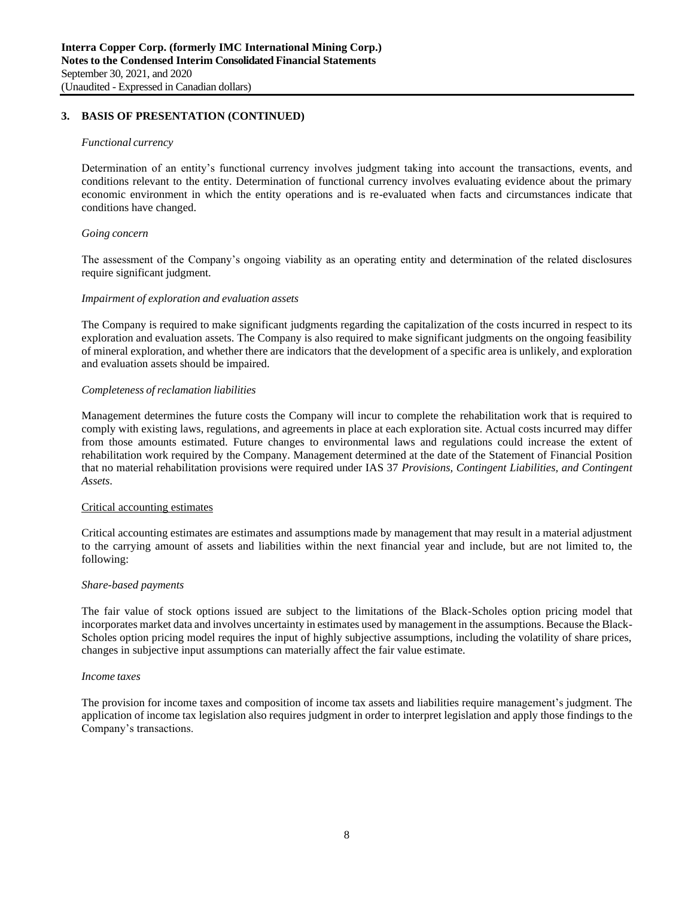## 3. BASIS OF PRESENTATION (CONTINUED)

*Functional currency*

Determination of an entity's functional currency involves judgment taking into account the transactions, events, and conditions relevant to the entity. Determination of functional currency involves evaluating evidence about the primary economic environment in which the entity operations and is re-evaluated when facts and circumstances indicate that conditions have changed.

*Going concern*

The assessment of the Company's ongoing viability as an operating entity and determination of the related disclosures require significant judgment.

*Impairment of exploration and evaluation assets*

The Company is required to make significant judgments regarding the capitalization of the costs incurred in respect to its exploration and evaluation assets. The Company is also required to make significant judgments on the ongoing feasibility of mineral exploration, and whether there are indicators that the development of a specific area is unlikely, and exploration and evaluation assets should be impaired.

*Completeness of reclamation liabilities*

Management determines the future costs the Company will incur to complete the rehabilitation work that is required to comply with existing laws, regulations, and agreements in place at each exploration site. Actual costs incurred may differ from those amounts estimated. Future changes to environmental laws and regulations could increase the extent of rehabilitation work required by the Company. Management determined at the date of the Statement of Financial Position that no material rehabilitation provisions were required under IAS 37 *Provisions, Contingent Liabilities, and Contingent Assets*.

Critical accounting estimates

Critical accounting estimates are estimates and assumptions made by management that may result in a material adjustment to the carrying amount of assets and liabilities within the next financial year and include, but are not limited to, the following:

*Share-based payments*

The fair value of stock options issued are subject to the limitations of the Black-Scholes option pricing model that incorporates market data and involves uncertainty in estimates used by management in the assumptions. Because the Black-Scholes option pricing model requires the input of highly subjective assumptions, including the volatility of share prices, changes in subjective input assumptions can materially affect the fair value estimate.

*Income taxes*

The provision for income taxes and composition of income tax assets and liabilities require management's judgment. The application of income tax legislation also requires judgment in order to interpret legislation and apply those findings to the Company's transactions.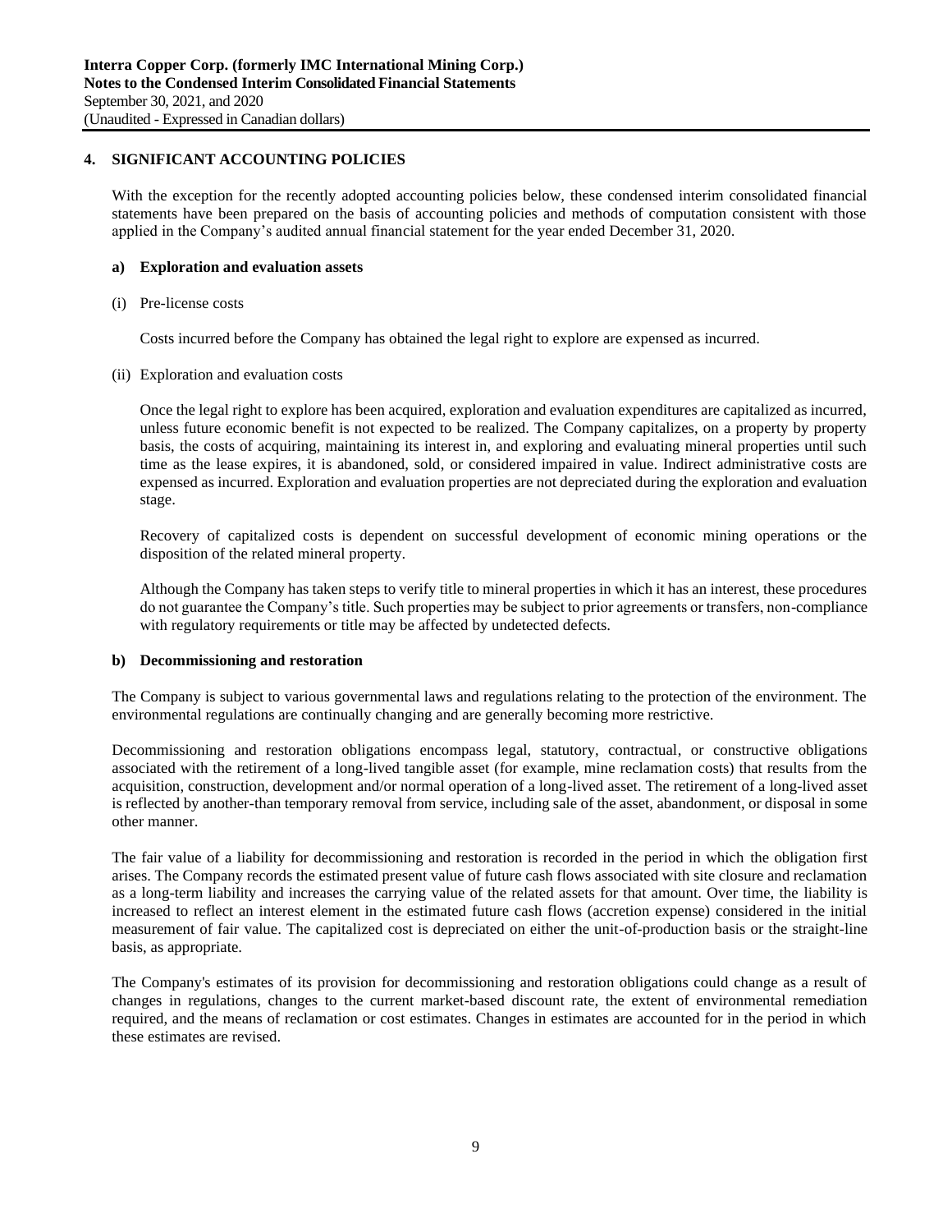## 4. SIGNIFICANT ACCOUNTING POLICIES

With the exception for the recently adopted accounting policies below, these condensed interim consolidated financial statements have been prepared on the basis of accounting policies and methods of computation consistent with those applied in the Company's audited annual financial statement for the year ended December 31, 2020.

### a) Exploration and evaluation assets

(i) Pre-license costs

Costs incurred before the Company has obtained the legal right to explore are expensed as incurred.

(ii) Exploration and evaluation costs

Once the legal right to explore has been acquired, exploration and evaluation expenditures are capitalized as incurred, unless future economic benefit is not expected to be realized. The Company capitalizes, on a property by property basis, the costs of acquiring, maintaining its interest in, and exploring and evaluating mineral properties until such time as the lease expires, it is abandoned, sold, or considered impaired in value. Indirect administrative costs are expensed as incurred. Exploration and evaluation properties are not depreciated during the exploration and evaluation stage.

Recovery of capitalized costs is dependent on successful development of economic mining operations or the disposition of the related mineral property.

Although the Company has taken steps to verify title to mineral properties in which it has an interest, these procedures do not guarantee the Company's title. Such properties may be subject to prior agreements or transfers, non-compliance with regulatory requirements or title may be affected by undetected defects.

### b) Decommissioning and restoration

The Company is subject to various governmental laws and regulations relating to the protection of the environment. The environmental regulations are continually changing and are generally becoming more restrictive.

Decommissioning and restoration obligations encompass legal, statutory, contractual, or constructive obligations associated with the retirement of a long-lived tangible asset (for example, mine reclamation costs) that results from the acquisition, construction, development and/or normal operation of a long-lived asset. The retirement of a long-lived asset is reflected by another-than temporary removal from service, including sale of the asset, abandonment, or disposal in some other manner.

The fair value of a liability for decommissioning and restoration is recorded in the period in which the obligation first arises. The Company records the estimated present value of future cash flows associated with site closure and reclamation as a long-term liability and increases the carrying value of the related assets for that amount. Over time, the liability is increased to reflect an interest element in the estimated future cash flows (accretion expense) considered in the initial measurement of fair value. The capitalized cost is depreciated on either the unit-of-production basis or the straight-line basis, as appropriate.

The Company's estimates of its provision for decommissioning and restoration obligations could change as a result of changes in regulations, changes to the current market-based discount rate, the extent of environmental remediation required, and the means of reclamation or cost estimates. Changes in estimates are accounted for in the period in which these estimates are revised.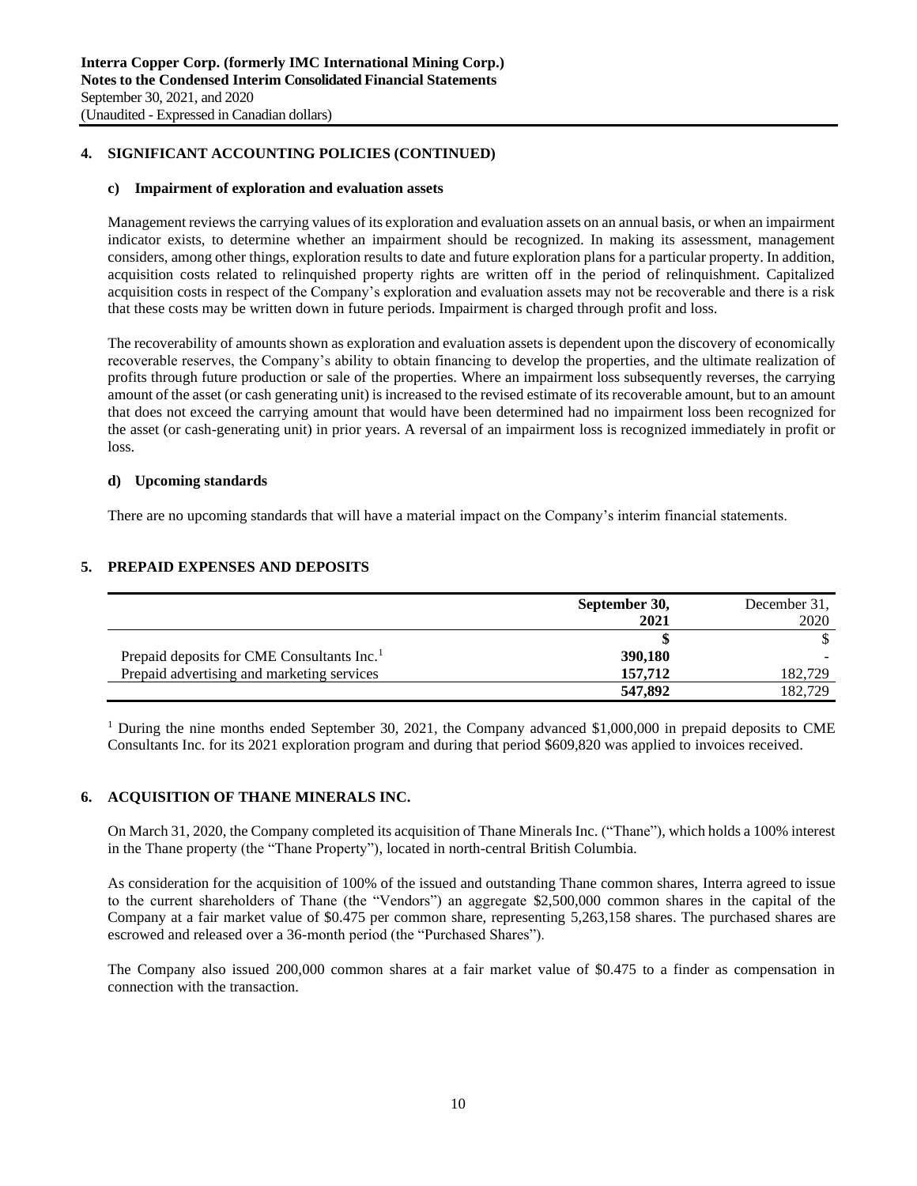## 4. SIGNIFICANT ACCOUNTING POLICIES (CONTINUED)

### c) Impairment of exploration and evaluation assets

Management reviews the carrying values of its exploration and evaluation assets on an annual basis, or when an impairment indicator exists, to determine whether an impairment should be recognized. In making its assessment, management considers, among other things, exploration results to date and future exploration plans for a particular property. In addition, acquisition costs related to relinquished property rights are written off in the period of relinquishment. Capitalized acquisition costs in respect of the Company's exploration and evaluation assets may not be recoverable and there is a risk that these costs may be written down in future periods. Impairment is charged through profit and loss.

The recoverability of amounts shown as exploration and evaluation assets is dependent upon the discovery of economically recoverable reserves, the Company's ability to obtain financing to develop the properties, and the ultimate realization of profits through future production or sale of the properties. Where an impairment loss subsequently reverses, the carrying amount of the asset (or cash generating unit) is increased to the revised estimate of its recoverable amount, but to an amount that does not exceed the carrying amount that would have been determined had no impairment loss been recognized for the asset (or cash-generating unit) in prior years. A reversal of an impairment loss is recognized immediately in profit or loss.

### d) Upcoming standards

There are no upcoming standards that will have a material impact on the Company's interim financial statements.

## 5. PREPAID EXPENSES AND DEPOSITS

| | **September 30, 2021** | December 31, 2020 |
|---|---|---|
| | **$** | $ |
| Prepaid deposits for CME Consultants Inc.[1] | **390,180** | - |
| Prepaid advertising and marketing services | **157,712** | 182,729 |
| | **547,892** | 182,729 |

[1] During the nine months ended September 30, 2021, the Company advanced $1,000,000 in prepaid deposits to CME Consultants Inc. for its 2021 exploration program and during that period $609,820 was applied to invoices received.

## 6. ACQUISITION OF THANE MINERALS INC.

On March 31, 2020, the Company completed its acquisition of Thane Minerals Inc. ("Thane"), which holds a 100% interest in the Thane property (the "Thane Property"), located in north-central British Columbia.

As consideration for the acquisition of 100% of the issued and outstanding Thane common shares, Interra agreed to issue to the current shareholders of Thane (the "Vendors") an aggregate $2,500,000 common shares in the capital of the Company at a fair market value of $0.475 per common share, representing 5,263,158 shares. The purchased shares are escrowed and released over a 36-month period (the "Purchased Shares").

The Company also issued 200,000 common shares at a fair market value of $0.475 to a finder as compensation in connection with the transaction.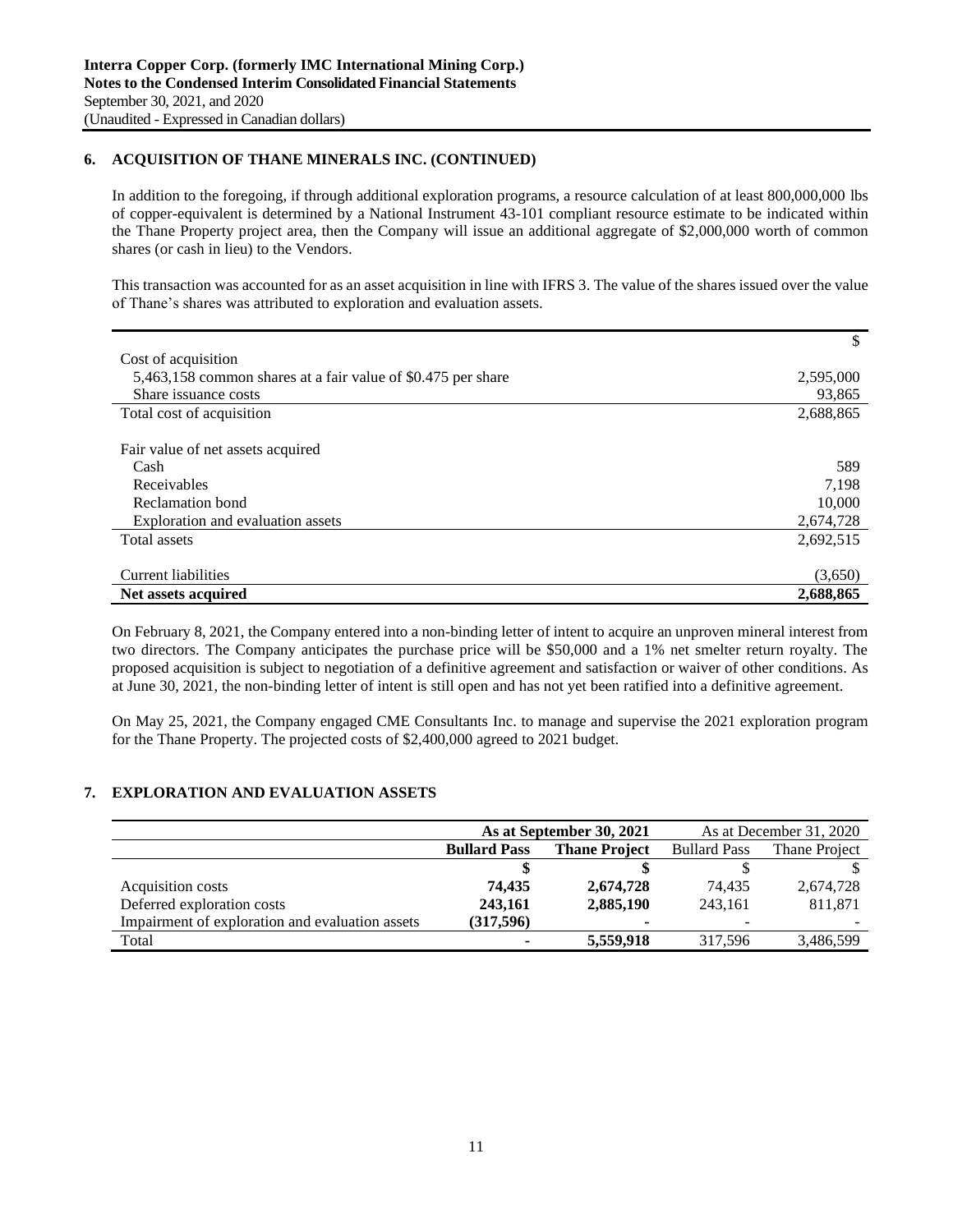## 6. ACQUISITION OF THANE MINERALS INC. (CONTINUED)

In addition to the foregoing, if through additional exploration programs, a resource calculation of at least 800,000,000 lbs of copper-equivalent is determined by a National Instrument 43-101 compliant resource estimate to be indicated within the Thane Property project area, then the Company will issue an additional aggregate of $2,000,000 worth of common shares (or cash in lieu) to the Vendors.

This transaction was accounted for as an asset acquisition in line with IFRS 3. The value of the shares issued over the value of Thane's shares was attributed to exploration and evaluation assets.

| | $ |
|---|---|
| Cost of acquisition | |
| 5,463,158 common shares at a fair value of $0.475 per share | 2,595,000 |
| Share issuance costs | 93,865 |
| Total cost of acquisition | 2,688,865 |
| | |
| Fair value of net assets acquired | |
| Cash | 589 |
| Receivables | 7,198 |
| Reclamation bond | 10,000 |
| Exploration and evaluation assets | 2,674,728 |
| Total assets | 2,692,515 |
| | |
| Current liabilities | (3,650) |
| **Net assets acquired** | **2,688,865** |

On February 8, 2021, the Company entered into a non-binding letter of intent to acquire an unproven mineral interest from two directors. The Company anticipates the purchase price will be $50,000 and a 1% net smelter return royalty. The proposed acquisition is subject to negotiation of a definitive agreement and satisfaction or waiver of other conditions. As at June 30, 2021, the non-binding letter of intent is still open and has not yet been ratified into a definitive agreement.

On May 25, 2021, the Company engaged CME Consultants Inc. to manage and supervise the 2021 exploration program for the Thane Property. The projected costs of $2,400,000 agreed to 2021 budget.

## 7. EXPLORATION AND EVALUATION ASSETS

| | **As at September 30, 2021** | | As at December 31, 2020 | |
|---|---|---|---|---|
| | **Bullard Pass** | **Thane Project** | Bullard Pass | Thane Project |
| | **$** | **$** | $ | $ |
| Acquisition costs | **74,435** | **2,674,728** | 74,435 | 2,674,728 |
| Deferred exploration costs | **243,161** | **2,885,190** | 243,161 | 811,871 |
| Impairment of exploration and evaluation assets | **(317,596)** | **-** | - | - |
| Total | **-** | **5,559,918** | 317,596 | 3,486,599 |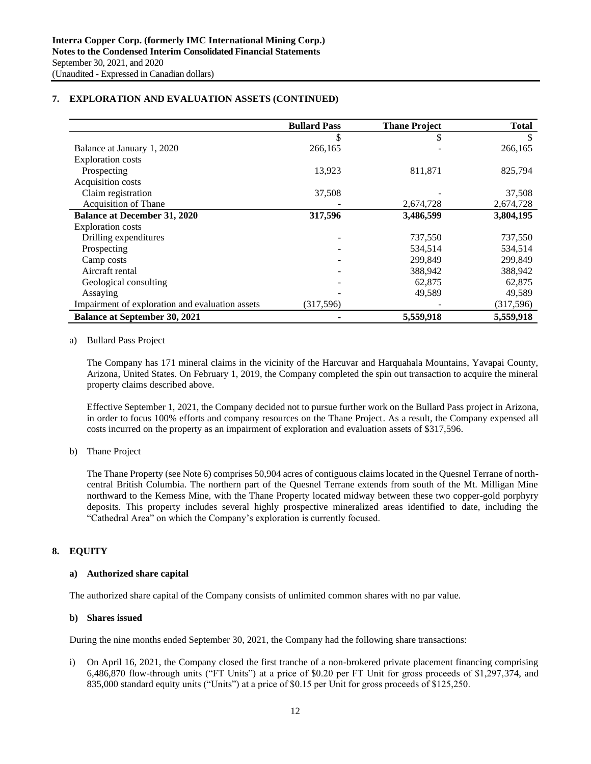## 7. EXPLORATION AND EVALUATION ASSETS (CONTINUED)

| | Bullard Pass | Thane Project | Total |
|---|---|---|---|
| | $ | $ | $ |
| Balance at January 1, 2020 | 266,165 | - | 266,165 |
| Exploration costs | | | |
| Prospecting | 13,923 | 811,871 | 825,794 |
| Acquisition costs | | | |
| Claim registration | 37,508 | - | 37,508 |
| Acquisition of Thane | - | 2,674,728 | 2,674,728 |
| **Balance at December 31, 2020** | **317,596** | **3,486,599** | **3,804,195** |
| Exploration costs | | | |
| Drilling expenditures | - | 737,550 | 737,550 |
| Prospecting | - | 534,514 | 534,514 |
| Camp costs | - | 299,849 | 299,849 |
| Aircraft rental | - | 388,942 | 388,942 |
| Geological consulting | - | 62,875 | 62,875 |
| Assaying | - | 49,589 | 49,589 |
| Impairment of exploration and evaluation assets | (317,596) | - | (317,596) |
| **Balance at September 30, 2021** | **-** | **5,559,918** | **5,559,918** |

a) Bullard Pass Project

The Company has 171 mineral claims in the vicinity of the Harcuvar and Harquahala Mountains, Yavapai County, Arizona, United States. On February 1, 2019, the Company completed the spin out transaction to acquire the mineral property claims described above.

Effective September 1, 2021, the Company decided not to pursue further work on the Bullard Pass project in Arizona, in order to focus 100% efforts and company resources on the Thane Project. As a result, the Company expensed all costs incurred on the property as an impairment of exploration and evaluation assets of $317,596.

b) Thane Project

The Thane Property (see Note 6) comprises 50,904 acres of contiguous claims located in the Quesnel Terrane of north-central British Columbia. The northern part of the Quesnel Terrane extends from south of the Mt. Milligan Mine northward to the Kemess Mine, with the Thane Property located midway between these two copper-gold porphyry deposits. This property includes several highly prospective mineralized areas identified to date, including the "Cathedral Area" on which the Company's exploration is currently focused.

## 8. EQUITY

### a) Authorized share capital

The authorized share capital of the Company consists of unlimited common shares with no par value.

### b) Shares issued

During the nine months ended September 30, 2021, the Company had the following share transactions:

i) On April 16, 2021, the Company closed the first tranche of a non-brokered private placement financing comprising 6,486,870 flow-through units ("FT Units") at a price of $0.20 per FT Unit for gross proceeds of $1,297,374, and 835,000 standard equity units ("Units") at a price of $0.15 per Unit for gross proceeds of $125,250.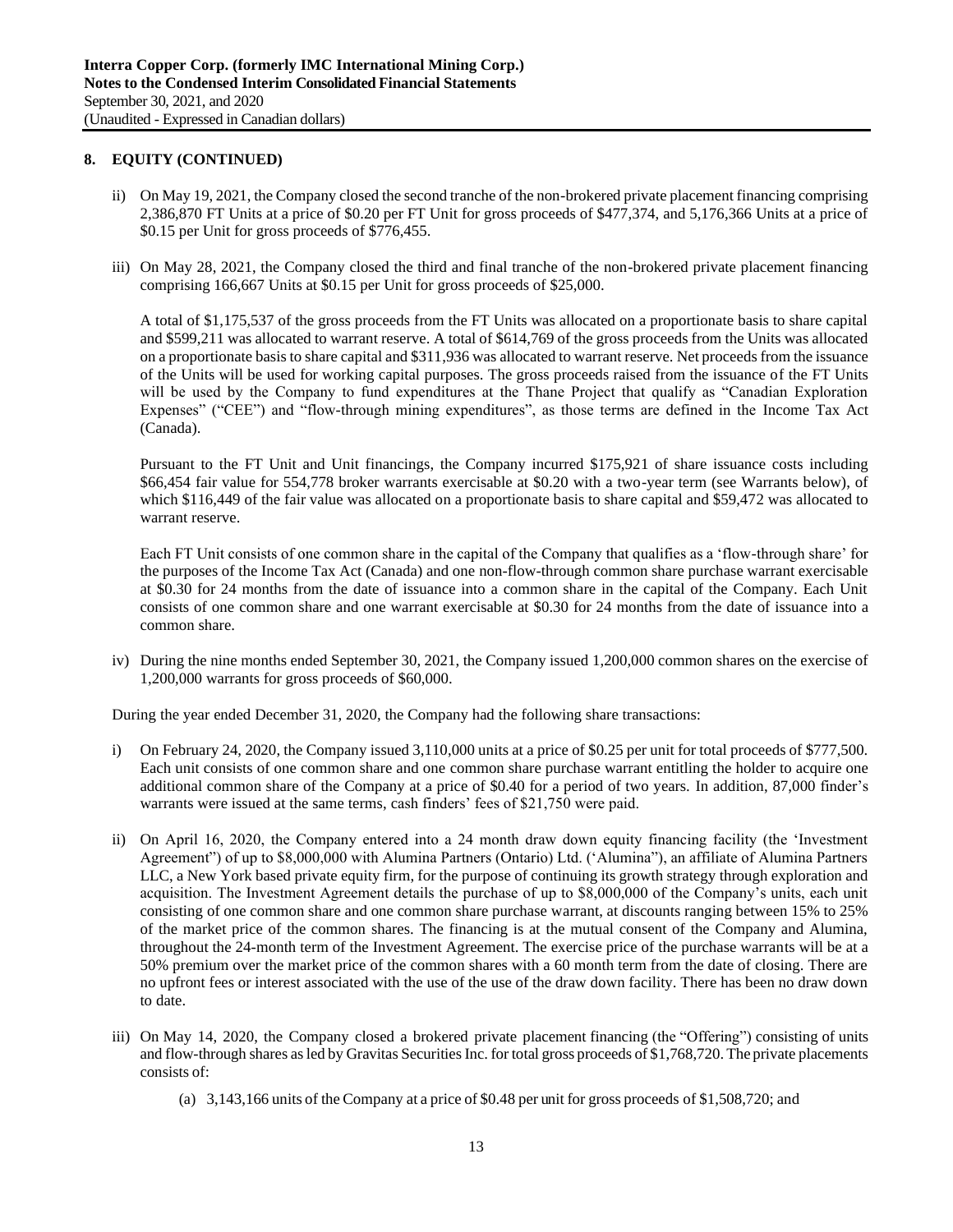## 8. EQUITY (CONTINUED)

ii) On May 19, 2021, the Company closed the second tranche of the non-brokered private placement financing comprising 2,386,870 FT Units at a price of $0.20 per FT Unit for gross proceeds of $477,374, and 5,176,366 Units at a price of $0.15 per Unit for gross proceeds of $776,455.

iii) On May 28, 2021, the Company closed the third and final tranche of the non-brokered private placement financing comprising 166,667 Units at $0.15 per Unit for gross proceeds of $25,000.

A total of $1,175,537 of the gross proceeds from the FT Units was allocated on a proportionate basis to share capital and $599,211 was allocated to warrant reserve. A total of $614,769 of the gross proceeds from the Units was allocated on a proportionate basis to share capital and $311,936 was allocated to warrant reserve. Net proceeds from the issuance of the Units will be used for working capital purposes. The gross proceeds raised from the issuance of the FT Units will be used by the Company to fund expenditures at the Thane Project that qualify as "Canadian Exploration Expenses" ("CEE") and "flow-through mining expenditures", as those terms are defined in the Income Tax Act (Canada).

Pursuant to the FT Unit and Unit financings, the Company incurred $175,921 of share issuance costs including $66,454 fair value for 554,778 broker warrants exercisable at $0.20 with a two-year term (see Warrants below), of which $116,449 of the fair value was allocated on a proportionate basis to share capital and $59,472 was allocated to warrant reserve.

Each FT Unit consists of one common share in the capital of the Company that qualifies as a 'flow-through share' for the purposes of the Income Tax Act (Canada) and one non-flow-through common share purchase warrant exercisable at $0.30 for 24 months from the date of issuance into a common share in the capital of the Company. Each Unit consists of one common share and one warrant exercisable at $0.30 for 24 months from the date of issuance into a common share.

iv) During the nine months ended September 30, 2021, the Company issued 1,200,000 common shares on the exercise of 1,200,000 warrants for gross proceeds of $60,000.

During the year ended December 31, 2020, the Company had the following share transactions:

i) On February 24, 2020, the Company issued 3,110,000 units at a price of $0.25 per unit for total proceeds of $777,500. Each unit consists of one common share and one common share purchase warrant entitling the holder to acquire one additional common share of the Company at a price of $0.40 for a period of two years. In addition, 87,000 finder's warrants were issued at the same terms, cash finders' fees of $21,750 were paid.

ii) On April 16, 2020, the Company entered into a 24 month draw down equity financing facility (the 'Investment Agreement") of up to $8,000,000 with Alumina Partners (Ontario) Ltd. ('Alumina"), an affiliate of Alumina Partners LLC, a New York based private equity firm, for the purpose of continuing its growth strategy through exploration and acquisition. The Investment Agreement details the purchase of up to $8,000,000 of the Company's units, each unit consisting of one common share and one common share purchase warrant, at discounts ranging between 15% to 25% of the market price of the common shares. The financing is at the mutual consent of the Company and Alumina, throughout the 24-month term of the Investment Agreement. The exercise price of the purchase warrants will be at a 50% premium over the market price of the common shares with a 60 month term from the date of closing. There are no upfront fees or interest associated with the use of the use of the draw down facility. There has been no draw down to date.

iii) On May 14, 2020, the Company closed a brokered private placement financing (the "Offering") consisting of units and flow-through shares as led by Gravitas Securities Inc. for total gross proceeds of $1,768,720. The private placements consists of:

   (a) 3,143,166 units of the Company at a price of $0.48 per unit for gross proceeds of $1,508,720; and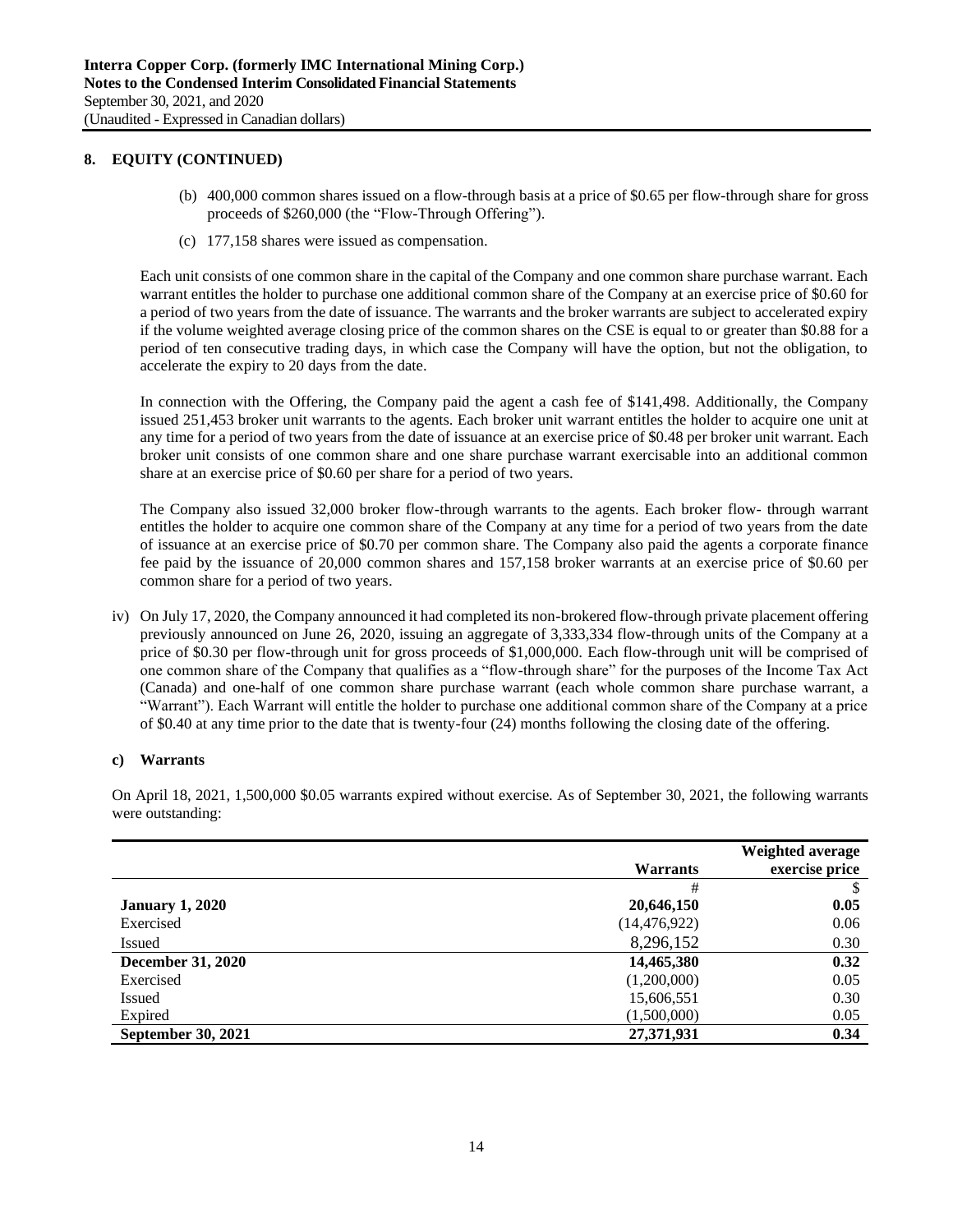## 8. EQUITY (CONTINUED)

(b) 400,000 common shares issued on a flow-through basis at a price of $0.65 per flow-through share for gross proceeds of $260,000 (the "Flow-Through Offering").

(c) 177,158 shares were issued as compensation.

Each unit consists of one common share in the capital of the Company and one common share purchase warrant. Each warrant entitles the holder to purchase one additional common share of the Company at an exercise price of $0.60 for a period of two years from the date of issuance. The warrants and the broker warrants are subject to accelerated expiry if the volume weighted average closing price of the common shares on the CSE is equal to or greater than $0.88 for a period of ten consecutive trading days, in which case the Company will have the option, but not the obligation, to accelerate the expiry to 20 days from the date.

In connection with the Offering, the Company paid the agent a cash fee of $141,498. Additionally, the Company issued 251,453 broker unit warrants to the agents. Each broker unit warrant entitles the holder to acquire one unit at any time for a period of two years from the date of issuance at an exercise price of $0.48 per broker unit warrant. Each broker unit consists of one common share and one share purchase warrant exercisable into an additional common share at an exercise price of $0.60 per share for a period of two years.

The Company also issued 32,000 broker flow-through warrants to the agents. Each broker flow- through warrant entitles the holder to acquire one common share of the Company at any time for a period of two years from the date of issuance at an exercise price of $0.70 per common share. The Company also paid the agents a corporate finance fee paid by the issuance of 20,000 common shares and 157,158 broker warrants at an exercise price of $0.60 per common share for a period of two years.

iv) On July 17, 2020, the Company announced it had completed its non-brokered flow-through private placement offering previously announced on June 26, 2020, issuing an aggregate of 3,333,334 flow-through units of the Company at a price of $0.30 per flow-through unit for gross proceeds of $1,000,000. Each flow-through unit will be comprised of one common share of the Company that qualifies as a "flow-through share" for the purposes of the Income Tax Act (Canada) and one-half of one common share purchase warrant (each whole common share purchase warrant, a "Warrant"). Each Warrant will entitle the holder to purchase one additional common share of the Company at a price of $0.40 at any time prior to the date that is twenty-four (24) months following the closing date of the offering.

### c) Warrants

On April 18, 2021, 1,500,000 $0.05 warrants expired without exercise. As of September 30, 2021, the following warrants were outstanding:

| | Warrants | Weighted average exercise price |
|---|---|---|
| | # | $ |
| **January 1, 2020** | **20,646,150** | **0.05** |
| Exercised | (14,476,922) | 0.06 |
| Issued | 8,296,152 | 0.30 |
| **December 31, 2020** | **14,465,380** | **0.32** |
| Exercised | (1,200,000) | 0.05 |
| Issued | 15,606,551 | 0.30 |
| Expired | (1,500,000) | 0.05 |
| **September 30, 2021** | **27,371,931** | **0.34** |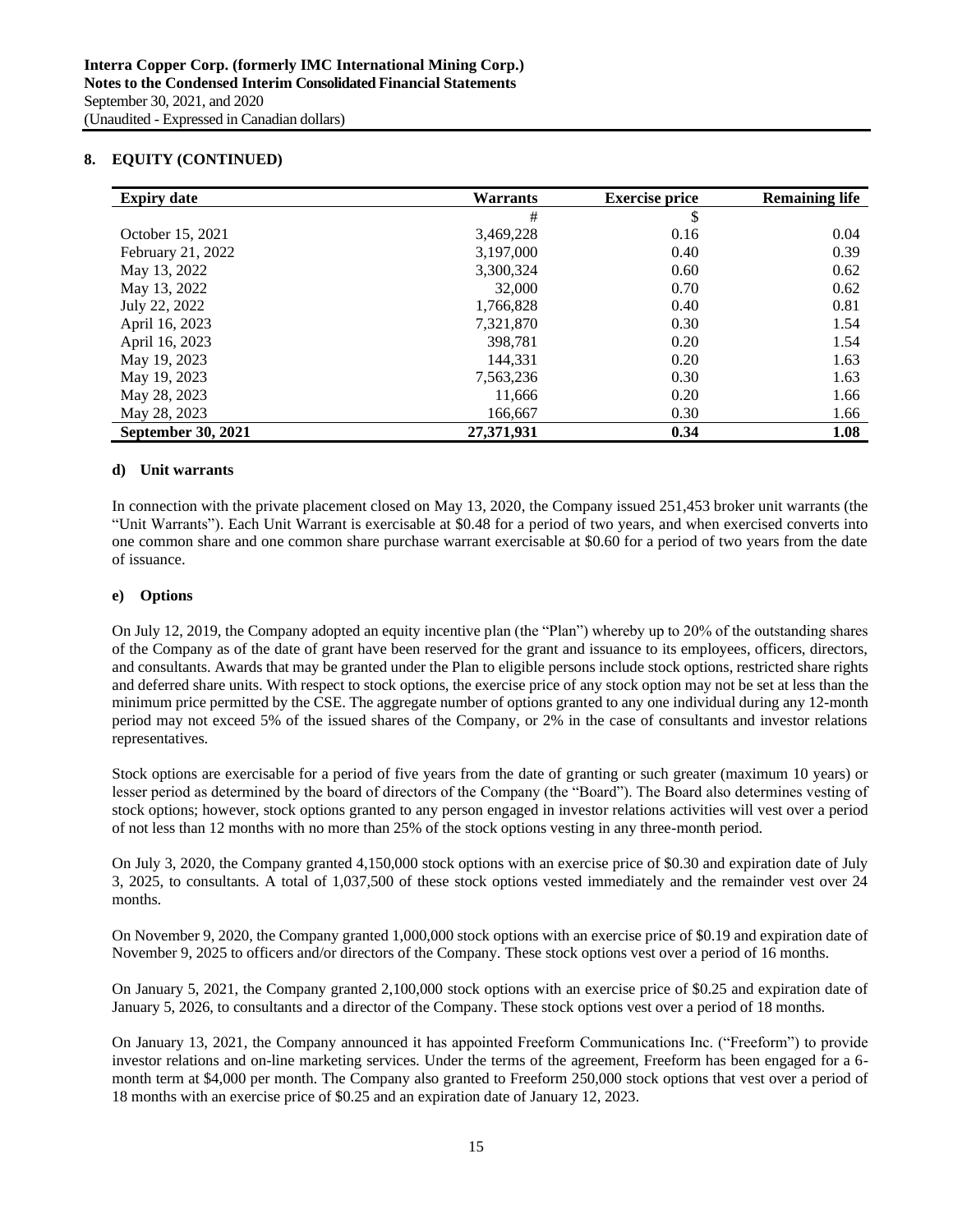## 8. EQUITY (CONTINUED)

| Expiry date | Warrants | Exercise price | Remaining life |
|---|---|---|---|
| | # | $ | |
| October 15, 2021 | 3,469,228 | 0.16 | 0.04 |
| February 21, 2022 | 3,197,000 | 0.40 | 0.39 |
| May 13, 2022 | 3,300,324 | 0.60 | 0.62 |
| May 13, 2022 | 32,000 | 0.70 | 0.62 |
| July 22, 2022 | 1,766,828 | 0.40 | 0.81 |
| April 16, 2023 | 7,321,870 | 0.30 | 1.54 |
| April 16, 2023 | 398,781 | 0.20 | 1.54 |
| May 19, 2023 | 144,331 | 0.20 | 1.63 |
| May 19, 2023 | 7,563,236 | 0.30 | 1.63 |
| May 28, 2023 | 11,666 | 0.20 | 1.66 |
| May 28, 2023 | 166,667 | 0.30 | 1.66 |
| **September 30, 2021** | **27,371,931** | **0.34** | **1.08** |

### d) Unit warrants

In connection with the private placement closed on May 13, 2020, the Company issued 251,453 broker unit warrants (the "Unit Warrants"). Each Unit Warrant is exercisable at $0.48 for a period of two years, and when exercised converts into one common share and one common share purchase warrant exercisable at $0.60 for a period of two years from the date of issuance.

### e) Options

On July 12, 2019, the Company adopted an equity incentive plan (the "Plan") whereby up to 20% of the outstanding shares of the Company as of the date of grant have been reserved for the grant and issuance to its employees, officers, directors, and consultants. Awards that may be granted under the Plan to eligible persons include stock options, restricted share rights and deferred share units. With respect to stock options, the exercise price of any stock option may not be set at less than the minimum price permitted by the CSE. The aggregate number of options granted to any one individual during any 12-month period may not exceed 5% of the issued shares of the Company, or 2% in the case of consultants and investor relations representatives.

Stock options are exercisable for a period of five years from the date of granting or such greater (maximum 10 years) or lesser period as determined by the board of directors of the Company (the "Board"). The Board also determines vesting of stock options; however, stock options granted to any person engaged in investor relations activities will vest over a period of not less than 12 months with no more than 25% of the stock options vesting in any three-month period.

On July 3, 2020, the Company granted 4,150,000 stock options with an exercise price of $0.30 and expiration date of July 3, 2025, to consultants. A total of 1,037,500 of these stock options vested immediately and the remainder vest over 24 months.

On November 9, 2020, the Company granted 1,000,000 stock options with an exercise price of $0.19 and expiration date of November 9, 2025 to officers and/or directors of the Company. These stock options vest over a period of 16 months.

On January 5, 2021, the Company granted 2,100,000 stock options with an exercise price of $0.25 and expiration date of January 5, 2026, to consultants and a director of the Company. These stock options vest over a period of 18 months.

On January 13, 2021, the Company announced it has appointed Freeform Communications Inc. ("Freeform") to provide investor relations and on-line marketing services. Under the terms of the agreement, Freeform has been engaged for a 6-month term at $4,000 per month. The Company also granted to Freeform 250,000 stock options that vest over a period of 18 months with an exercise price of $0.25 and an expiration date of January 12, 2023.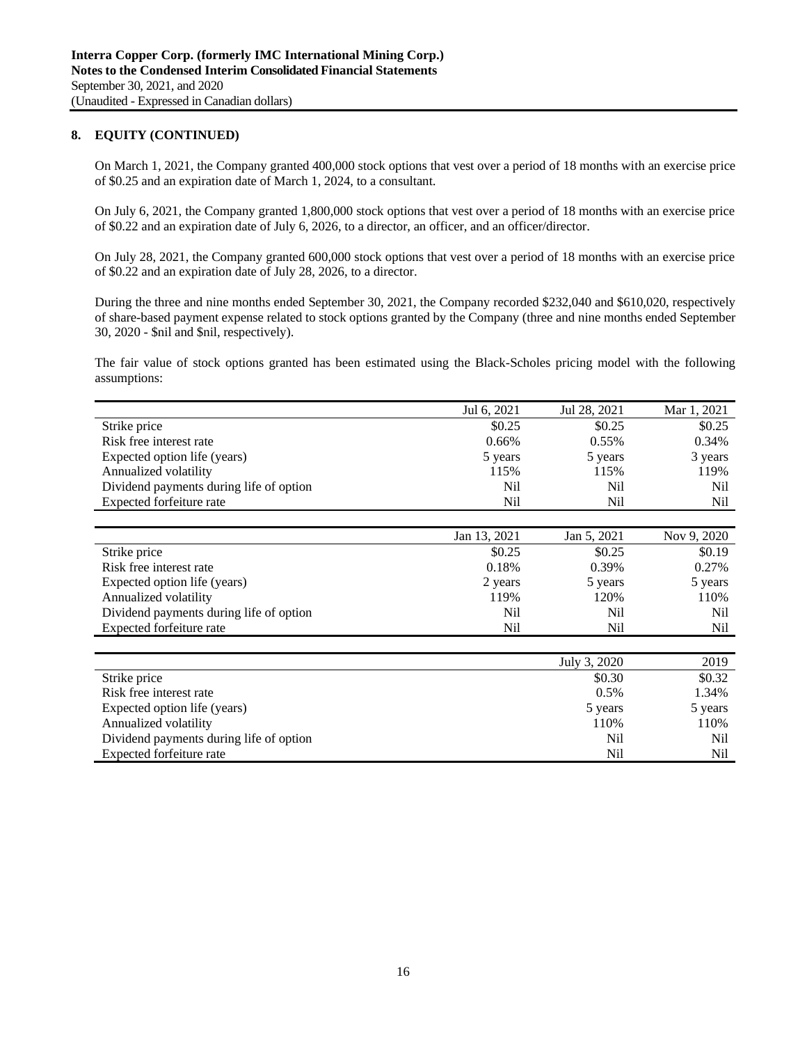## 8. EQUITY (CONTINUED)

On March 1, 2021, the Company granted 400,000 stock options that vest over a period of 18 months with an exercise price of $0.25 and an expiration date of March 1, 2024, to a consultant.

On July 6, 2021, the Company granted 1,800,000 stock options that vest over a period of 18 months with an exercise price of $0.22 and an expiration date of July 6, 2026, to a director, an officer, and an officer/director.

On July 28, 2021, the Company granted 600,000 stock options that vest over a period of 18 months with an exercise price of $0.22 and an expiration date of July 28, 2026, to a director.

During the three and nine months ended September 30, 2021, the Company recorded $232,040 and $610,020, respectively of share-based payment expense related to stock options granted by the Company (three and nine months ended September 30, 2020 - $nil and $nil, respectively).

The fair value of stock options granted has been estimated using the Black-Scholes pricing model with the following assumptions:

| | Jul 6, 2021 | Jul 28, 2021 | Mar 1, 2021 |
|---|---|---|---|
| Strike price | $0.25 | $0.25 | $0.25 |
| Risk free interest rate | 0.66% | 0.55% | 0.34% |
| Expected option life (years) | 5 years | 5 years | 3 years |
| Annualized volatility | 115% | 115% | 119% |
| Dividend payments during life of option | Nil | Nil | Nil |
| Expected forfeiture rate | Nil | Nil | Nil |

| | Jan 13, 2021 | Jan 5, 2021 | Nov 9, 2020 |
|---|---|---|---|
| Strike price | $0.25 | $0.25 | $0.19 |
| Risk free interest rate | 0.18% | 0.39% | 0.27% |
| Expected option life (years) | 2 years | 5 years | 5 years |
| Annualized volatility | 119% | 120% | 110% |
| Dividend payments during life of option | Nil | Nil | Nil |
| Expected forfeiture rate | Nil | Nil | Nil |

| | July 3, 2020 | 2019 |
|---|---|---|
| Strike price | $0.30 | $0.32 |
| Risk free interest rate | 0.5% | 1.34% |
| Expected option life (years) | 5 years | 5 years |
| Annualized volatility | 110% | 110% |
| Dividend payments during life of option | Nil | Nil |
| Expected forfeiture rate | Nil | Nil |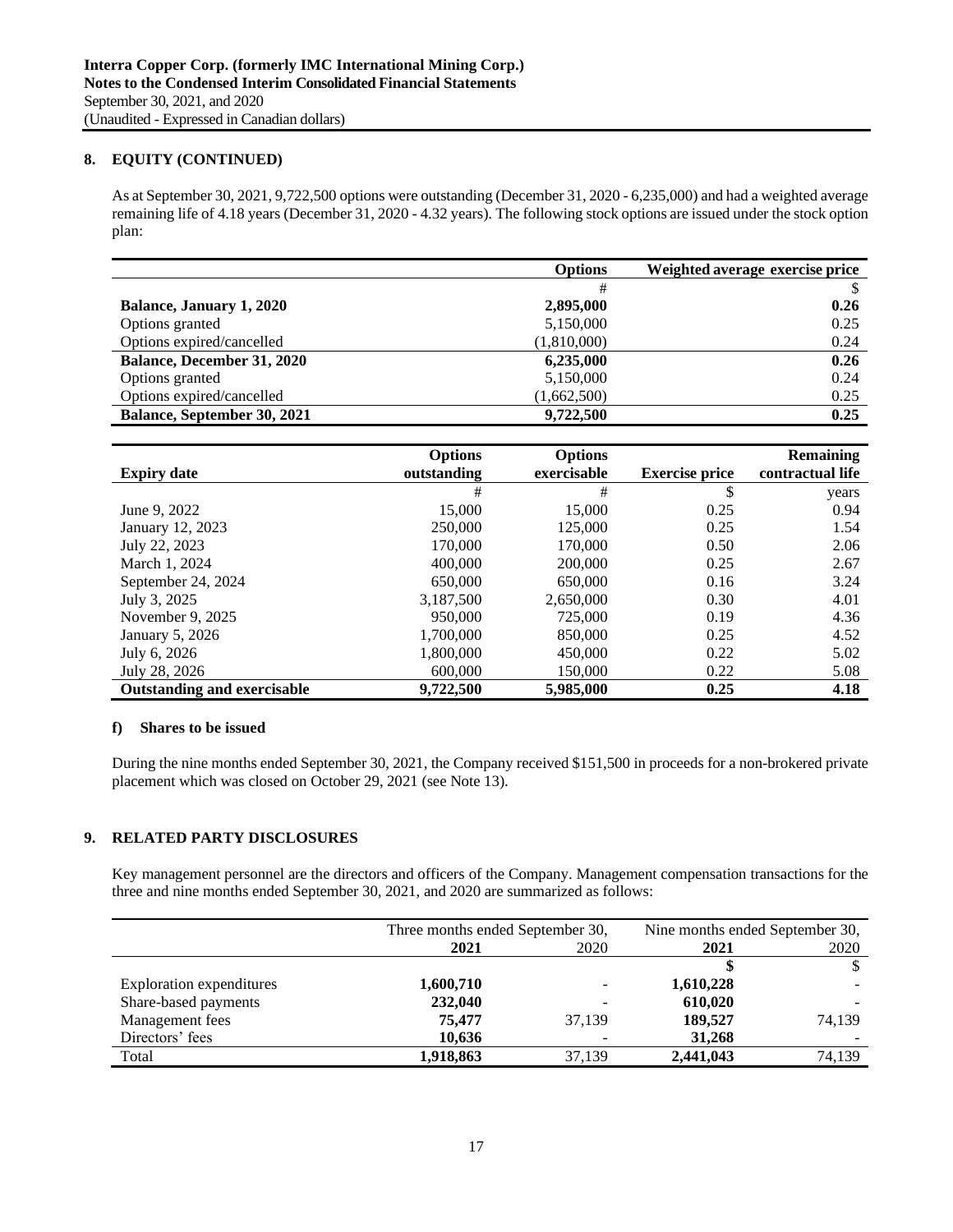## 8. EQUITY (CONTINUED)

As at September 30, 2021, 9,722,500 options were outstanding (December 31, 2020 - 6,235,000) and had a weighted average remaining life of 4.18 years (December 31, 2020 - 4.32 years). The following stock options are issued under the stock option plan:

| | Options | Weighted average exercise price |
|---|---|---|
| | # | $ |
| **Balance, January 1, 2020** | **2,895,000** | **0.26** |
| Options granted | 5,150,000 | 0.25 |
| Options expired/cancelled | (1,810,000) | 0.24 |
| **Balance, December 31, 2020** | **6,235,000** | **0.26** |
| Options granted | 5,150,000 | 0.24 |
| Options expired/cancelled | (1,662,500) | 0.25 |
| **Balance, September 30, 2021** | **9,722,500** | **0.25** |

| Expiry date | Options outstanding | Options exercisable | Exercise price | Remaining contractual life |
|---|---|---|---|---|
| | # | # | $ | years |
| June 9, 2022 | 15,000 | 15,000 | 0.25 | 0.94 |
| January 12, 2023 | 250,000 | 125,000 | 0.25 | 1.54 |
| July 22, 2023 | 170,000 | 170,000 | 0.50 | 2.06 |
| March 1, 2024 | 400,000 | 200,000 | 0.25 | 2.67 |
| September 24, 2024 | 650,000 | 650,000 | 0.16 | 3.24 |
| July 3, 2025 | 3,187,500 | 2,650,000 | 0.30 | 4.01 |
| November 9, 2025 | 950,000 | 725,000 | 0.19 | 4.36 |
| January 5, 2026 | 1,700,000 | 850,000 | 0.25 | 4.52 |
| July 6, 2026 | 1,800,000 | 450,000 | 0.22 | 5.02 |
| July 28, 2026 | 600,000 | 150,000 | 0.22 | 5.08 |
| **Outstanding and exercisable** | **9,722,500** | **5,985,000** | **0.25** | **4.18** |

### f) Shares to be issued

During the nine months ended September 30, 2021, the Company received $151,500 in proceeds for a non-brokered private placement which was closed on October 29, 2021 (see Note 13).

## 9. RELATED PARTY DISCLOSURES

Key management personnel are the directors and officers of the Company. Management compensation transactions for the three and nine months ended September 30, 2021, and 2020 are summarized as follows:

| | Three months ended September 30, | | Nine months ended September 30, | |
|---|---|---|---|---|
| | **2021** | 2020 | **2021** | 2020 |
| | | | **$** | $ |
| Exploration expenditures | **1,600,710** | - | **1,610,228** | - |
| Share-based payments | **232,040** | - | **610,020** | - |
| Management fees | **75,477** | 37,139 | **189,527** | 74,139 |
| Directors' fees | **10,636** | - | **31,268** | - |
| Total | **1,918,863** | 37,139 | **2,441,043** | 74,139 |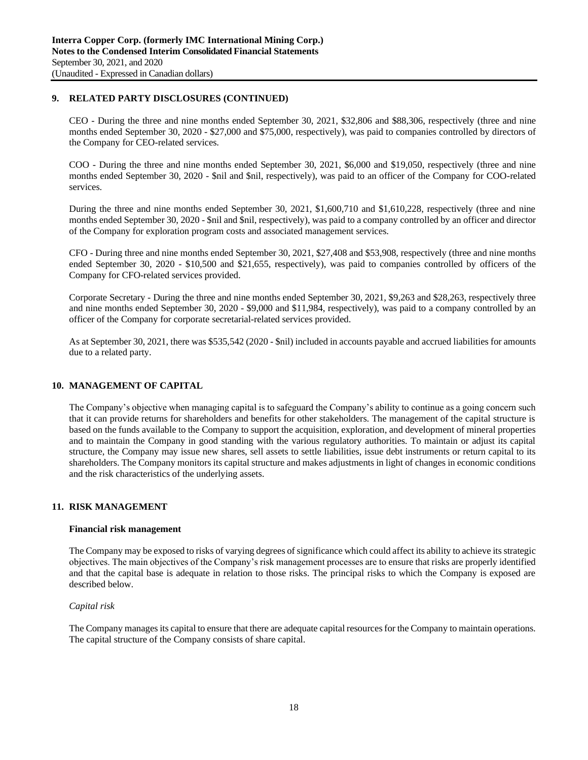## 9. RELATED PARTY DISCLOSURES (CONTINUED)

CEO - During the three and nine months ended September 30, 2021, $32,806 and $88,306, respectively (three and nine months ended September 30, 2020 - $27,000 and $75,000, respectively), was paid to companies controlled by directors of the Company for CEO-related services.

COO - During the three and nine months ended September 30, 2021, $6,000 and $19,050, respectively (three and nine months ended September 30, 2020 - $nil and $nil, respectively), was paid to an officer of the Company for COO-related services.

During the three and nine months ended September 30, 2021, $1,600,710 and $1,610,228, respectively (three and nine months ended September 30, 2020 - $nil and $nil, respectively), was paid to a company controlled by an officer and director of the Company for exploration program costs and associated management services.

CFO - During three and nine months ended September 30, 2021, $27,408 and $53,908, respectively (three and nine months ended September 30, 2020 - $10,500 and $21,655, respectively), was paid to companies controlled by officers of the Company for CFO-related services provided.

Corporate Secretary - During the three and nine months ended September 30, 2021, $9,263 and $28,263, respectively three and nine months ended September 30, 2020 - $9,000 and $11,984, respectively), was paid to a company controlled by an officer of the Company for corporate secretarial-related services provided.

As at September 30, 2021, there was $535,542 (2020 - $nil) included in accounts payable and accrued liabilities for amounts due to a related party.

## 10. MANAGEMENT OF CAPITAL

The Company's objective when managing capital is to safeguard the Company's ability to continue as a going concern such that it can provide returns for shareholders and benefits for other stakeholders. The management of the capital structure is based on the funds available to the Company to support the acquisition, exploration, and development of mineral properties and to maintain the Company in good standing with the various regulatory authorities. To maintain or adjust its capital structure, the Company may issue new shares, sell assets to settle liabilities, issue debt instruments or return capital to its shareholders. The Company monitors its capital structure and makes adjustments in light of changes in economic conditions and the risk characteristics of the underlying assets.

## 11. RISK MANAGEMENT

### Financial risk management

The Company may be exposed to risks of varying degrees of significance which could affect its ability to achieve its strategic objectives. The main objectives of the Company's risk management processes are to ensure that risks are properly identified and that the capital base is adequate in relation to those risks. The principal risks to which the Company is exposed are described below.

*Capital risk*

The Company manages its capital to ensure that there are adequate capital resources for the Company to maintain operations. The capital structure of the Company consists of share capital.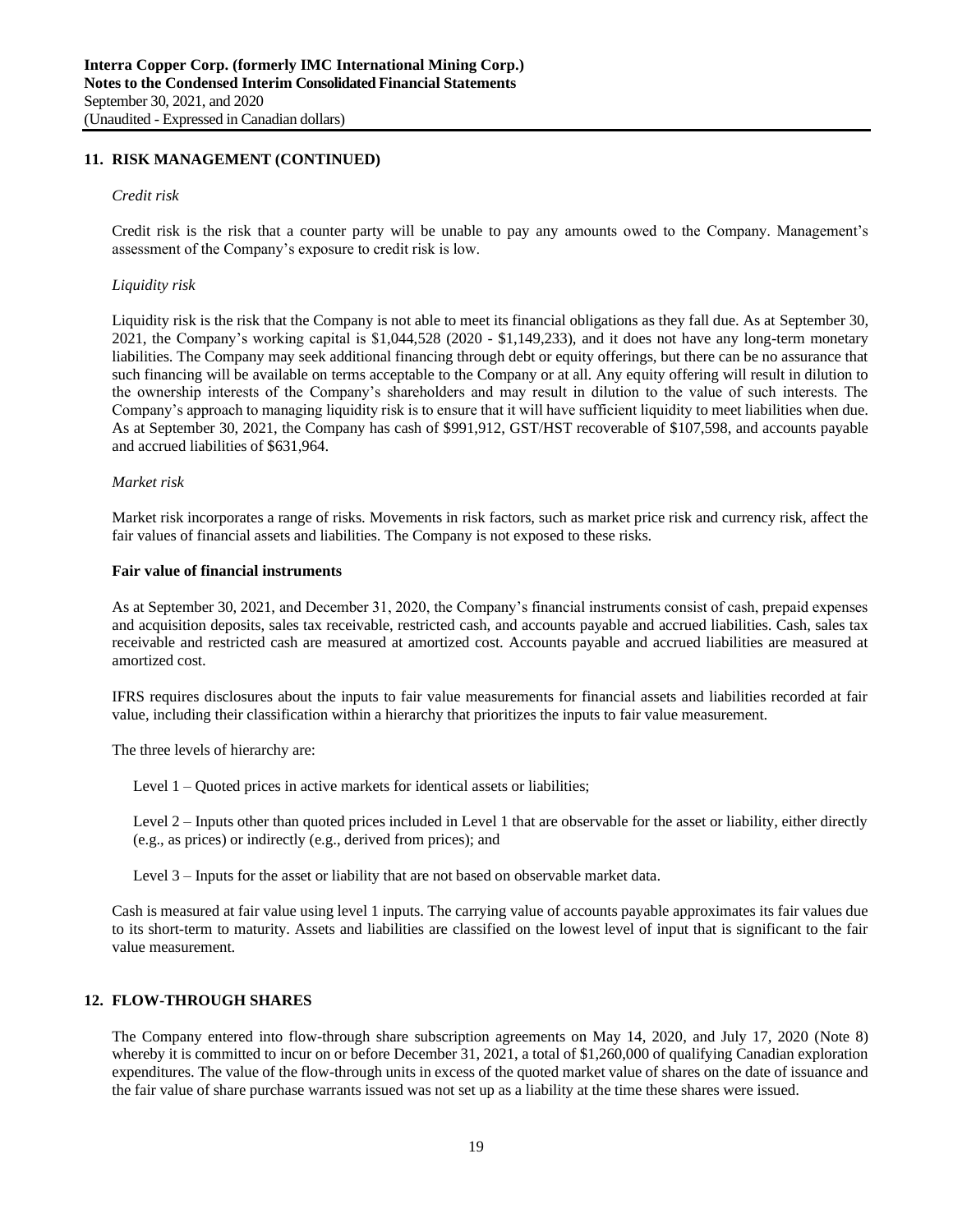## 11. RISK MANAGEMENT (CONTINUED)

*Credit risk*

Credit risk is the risk that a counter party will be unable to pay any amounts owed to the Company. Management's assessment of the Company's exposure to credit risk is low.

*Liquidity risk*

Liquidity risk is the risk that the Company is not able to meet its financial obligations as they fall due. As at September 30, 2021, the Company's working capital is $1,044,528 (2020 - $1,149,233), and it does not have any long-term monetary liabilities. The Company may seek additional financing through debt or equity offerings, but there can be no assurance that such financing will be available on terms acceptable to the Company or at all. Any equity offering will result in dilution to the ownership interests of the Company's shareholders and may result in dilution to the value of such interests. The Company's approach to managing liquidity risk is to ensure that it will have sufficient liquidity to meet liabilities when due. As at September 30, 2021, the Company has cash of $991,912, GST/HST recoverable of $107,598, and accounts payable and accrued liabilities of $631,964.

*Market risk*

Market risk incorporates a range of risks. Movements in risk factors, such as market price risk and currency risk, affect the fair values of financial assets and liabilities. The Company is not exposed to these risks.

**Fair value of financial instruments**

As at September 30, 2021, and December 31, 2020, the Company's financial instruments consist of cash, prepaid expenses and acquisition deposits, sales tax receivable, restricted cash, and accounts payable and accrued liabilities. Cash, sales tax receivable and restricted cash are measured at amortized cost. Accounts payable and accrued liabilities are measured at amortized cost.

IFRS requires disclosures about the inputs to fair value measurements for financial assets and liabilities recorded at fair value, including their classification within a hierarchy that prioritizes the inputs to fair value measurement.

The three levels of hierarchy are:

Level 1 – Quoted prices in active markets for identical assets or liabilities;

Level 2 – Inputs other than quoted prices included in Level 1 that are observable for the asset or liability, either directly (e.g., as prices) or indirectly (e.g., derived from prices); and

Level 3 – Inputs for the asset or liability that are not based on observable market data.

Cash is measured at fair value using level 1 inputs. The carrying value of accounts payable approximates its fair values due to its short-term to maturity. Assets and liabilities are classified on the lowest level of input that is significant to the fair value measurement.

## 12. FLOW-THROUGH SHARES

The Company entered into flow-through share subscription agreements on May 14, 2020, and July 17, 2020 (Note 8) whereby it is committed to incur on or before December 31, 2021, a total of $1,260,000 of qualifying Canadian exploration expenditures. The value of the flow-through units in excess of the quoted market value of shares on the date of issuance and the fair value of share purchase warrants issued was not set up as a liability at the time these shares were issued.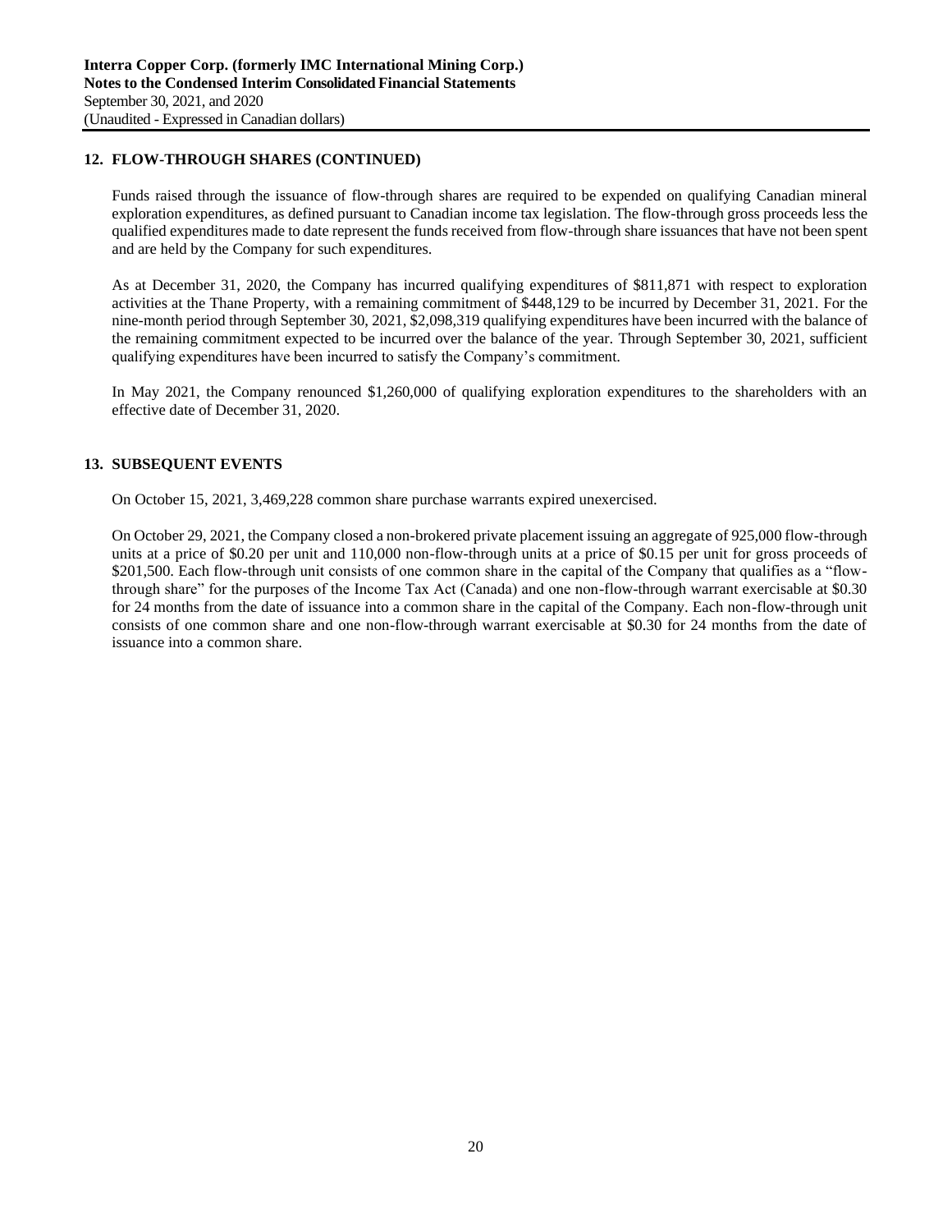## 12. FLOW-THROUGH SHARES (CONTINUED)

Funds raised through the issuance of flow-through shares are required to be expended on qualifying Canadian mineral exploration expenditures, as defined pursuant to Canadian income tax legislation. The flow-through gross proceeds less the qualified expenditures made to date represent the funds received from flow-through share issuances that have not been spent and are held by the Company for such expenditures.

As at December 31, 2020, the Company has incurred qualifying expenditures of $811,871 with respect to exploration activities at the Thane Property, with a remaining commitment of $448,129 to be incurred by December 31, 2021. For the nine-month period through September 30, 2021, $2,098,319 qualifying expenditures have been incurred with the balance of the remaining commitment expected to be incurred over the balance of the year. Through September 30, 2021, sufficient qualifying expenditures have been incurred to satisfy the Company's commitment.

In May 2021, the Company renounced $1,260,000 of qualifying exploration expenditures to the shareholders with an effective date of December 31, 2020.

## 13. SUBSEQUENT EVENTS

On October 15, 2021, 3,469,228 common share purchase warrants expired unexercised.

On October 29, 2021, the Company closed a non-brokered private placement issuing an aggregate of 925,000 flow-through units at a price of $0.20 per unit and 110,000 non-flow-through units at a price of $0.15 per unit for gross proceeds of $201,500. Each flow-through unit consists of one common share in the capital of the Company that qualifies as a "flow-through share" for the purposes of the Income Tax Act (Canada) and one non-flow-through warrant exercisable at $0.30 for 24 months from the date of issuance into a common share in the capital of the Company. Each non-flow-through unit consists of one common share and one non-flow-through warrant exercisable at $0.30 for 24 months from the date of issuance into a common share.